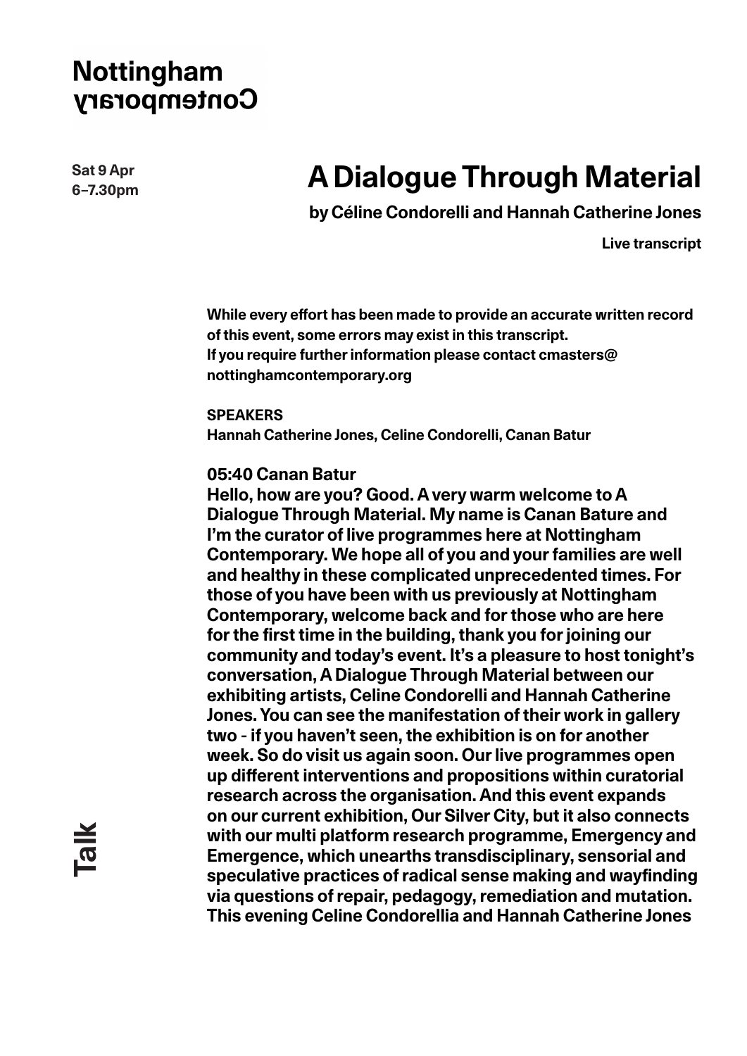Nottingham
Contemporary

Sat 9 Apr
6–7.30pm

# A Dialogue Through Material

**by Céline Condorelli and Hannah Catherine Jones**

**Live transcript**

While every effort has been made to provide an accurate written record of this event, some errors may exist in this transcript.
If you require further information please contact cmasters@nottinghamcontemporary.org

**SPEAKERS**
Hannah Catherine Jones, Celine Condorelli, Canan Batur

**05:40 Canan Batur**
Hello, how are you? Good. A very warm welcome to A Dialogue Through Material. My name is Canan Bature and I'm the curator of live programmes here at Nottingham Contemporary. We hope all of you and your families are well and healthy in these complicated unprecedented times. For those of you have been with us previously at Nottingham Contemporary, welcome back and for those who are here for the first time in the building, thank you for joining our community and today's event. It's a pleasure to host tonight's conversation, A Dialogue Through Material between our exhibiting artists, Celine Condorelli and Hannah Catherine Jones. You can see the manifestation of their work in gallery two - if you haven't seen, the exhibition is on for another week. So do visit us again soon. Our live programmes open up different interventions and propositions within curatorial research across the organisation. And this event expands on our current exhibition, Our Silver City, but it also connects with our multi platform research programme, Emergency and Emergence, which unearths transdisciplinary, sensorial and speculative practices of radical sense making and wayfinding via questions of repair, pedagogy, remediation and mutation. This evening Celine Condorellia and Hannah Catherine Jones

Talk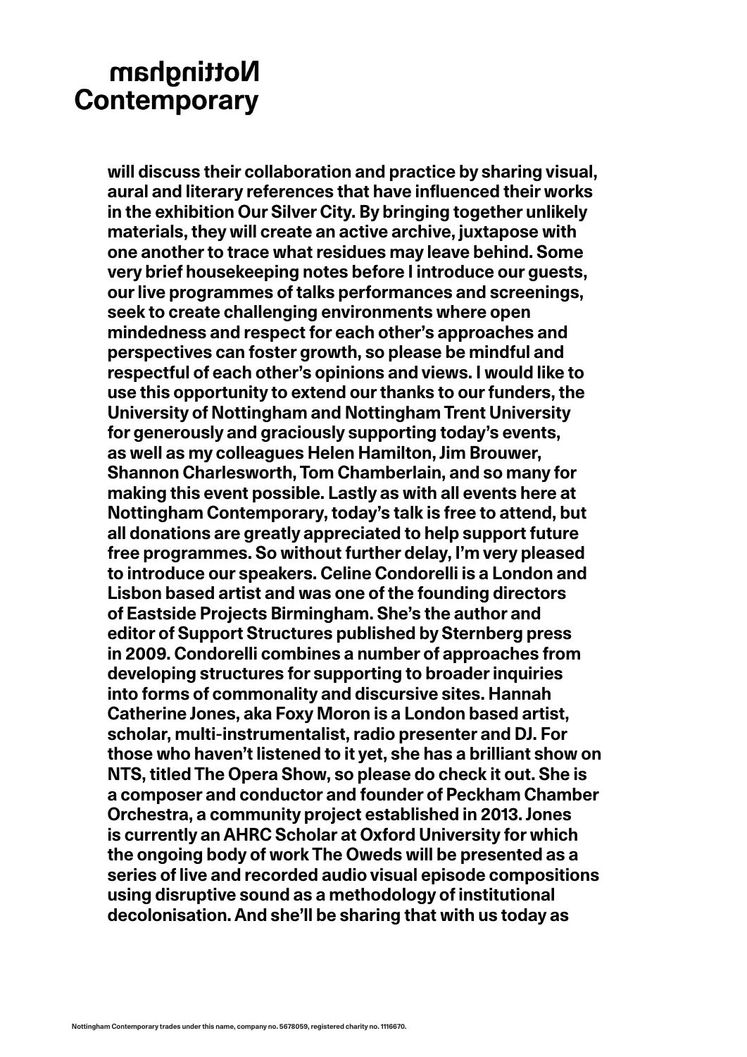will discuss their collaboration and practice by sharing visual, aural and literary references that have influenced their works in the exhibition Our Silver City. By bringing together unlikely materials, they will create an active archive, juxtapose with one another to trace what residues may leave behind. Some very brief housekeeping notes before I introduce our guests, our live programmes of talks performances and screenings, seek to create challenging environments where open mindedness and respect for each other's approaches and perspectives can foster growth, so please be mindful and respectful of each other's opinions and views. I would like to use this opportunity to extend our thanks to our funders, the University of Nottingham and Nottingham Trent University for generously and graciously supporting today's events, as well as my colleagues Helen Hamilton, Jim Brouwer, Shannon Charlesworth, Tom Chamberlain, and so many for making this event possible. Lastly as with all events here at Nottingham Contemporary, today's talk is free to attend, but all donations are greatly appreciated to help support future free programmes. So without further delay, I'm very pleased to introduce our speakers. Celine Condorelli is a London and Lisbon based artist and was one of the founding directors of Eastside Projects Birmingham. She's the author and editor of Support Structures published by Sternberg press in 2009. Condorelli combines a number of approaches from developing structures for supporting to broader inquiries into forms of commonality and discursive sites. Hannah Catherine Jones, aka Foxy Moron is a London based artist, scholar, multi-instrumentalist, radio presenter and DJ. For those who haven't listened to it yet, she has a brilliant show on NTS, titled The Opera Show, so please do check it out. She is a composer and conductor and founder of Peckham Chamber Orchestra, a community project established in 2013. Jones is currently an AHRC Scholar at Oxford University for which the ongoing body of work The Oweds will be presented as a series of live and recorded audio visual episode compositions using disruptive sound as a methodology of institutional decolonisation. And she'll be sharing that with us today as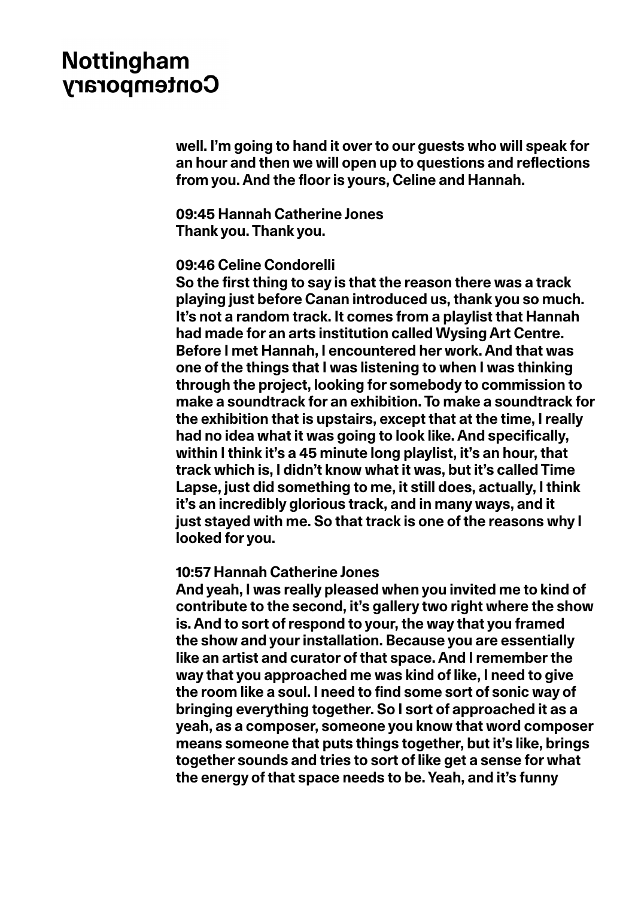well. I'm going to hand it over to our guests who will speak for an hour and then we will open up to questions and reflections from you. And the floor is yours, Celine and Hannah.

**09:45 Hannah Catherine Jones**
Thank you. Thank you.

**09:46 Celine Condorelli**
So the first thing to say is that the reason there was a track playing just before Canan introduced us, thank you so much. It's not a random track. It comes from a playlist that Hannah had made for an arts institution called Wysing Art Centre. Before I met Hannah, I encountered her work. And that was one of the things that I was listening to when I was thinking through the project, looking for somebody to commission to make a soundtrack for an exhibition. To make a soundtrack for the exhibition that is upstairs, except that at the time, I really had no idea what it was going to look like. And specifically, within I think it's a 45 minute long playlist, it's an hour, that track which is, I didn't know what it was, but it's called Time Lapse, just did something to me, it still does, actually, I think it's an incredibly glorious track, and in many ways, and it just stayed with me. So that track is one of the reasons why I looked for you.

**10:57 Hannah Catherine Jones**
And yeah, I was really pleased when you invited me to kind of contribute to the second, it's gallery two right where the show is. And to sort of respond to your, the way that you framed the show and your installation. Because you are essentially like an artist and curator of that space. And I remember the way that you approached me was kind of like, I need to give the room like a soul. I need to find some sort of sonic way of bringing everything together. So I sort of approached it as a yeah, as a composer, someone you know that word composer means someone that puts things together, but it's like, brings together sounds and tries to sort of like get a sense for what the energy of that space needs to be. Yeah, and it's funny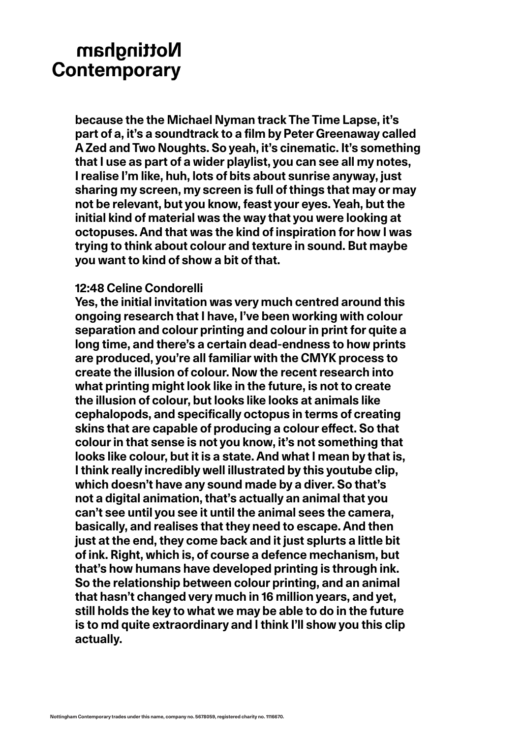because the the Michael Nyman track The Time Lapse, it's part of a, it's a soundtrack to a film by Peter Greenaway called A Zed and Two Noughts. So yeah, it's cinematic. It's something that I use as part of a wider playlist, you can see all my notes, I realise I'm like, huh, lots of bits about sunrise anyway, just sharing my screen, my screen is full of things that may or may not be relevant, but you know, feast your eyes. Yeah, but the initial kind of material was the way that you were looking at octopuses. And that was the kind of inspiration for how I was trying to think about colour and texture in sound. But maybe you want to kind of show a bit of that.

12:48 Celine Condorelli
Yes, the initial invitation was very much centred around this ongoing research that I have, I've been working with colour separation and colour printing and colour in print for quite a long time, and there's a certain dead-endness to how prints are produced, you're all familiar with the CMYK process to create the illusion of colour. Now the recent research into what printing might look like in the future, is not to create the illusion of colour, but looks like looks at animals like cephalopods, and specifically octopus in terms of creating skins that are capable of producing a colour effect. So that colour in that sense is not you know, it's not something that looks like colour, but it is a state. And what I mean by that is, I think really incredibly well illustrated by this youtube clip, which doesn't have any sound made by a diver. So that's not a digital animation, that's actually an animal that you can't see until you see it until the animal sees the camera, basically, and realises that they need to escape. And then just at the end, they come back and it just splurts a little bit of ink. Right, which is, of course a defence mechanism, but that's how humans have developed printing is through ink. So the relationship between colour printing, and an animal that hasn't changed very much in 16 million years, and yet, still holds the key to what we may be able to do in the future is to md quite extraordinary and I think I'll show you this clip actually.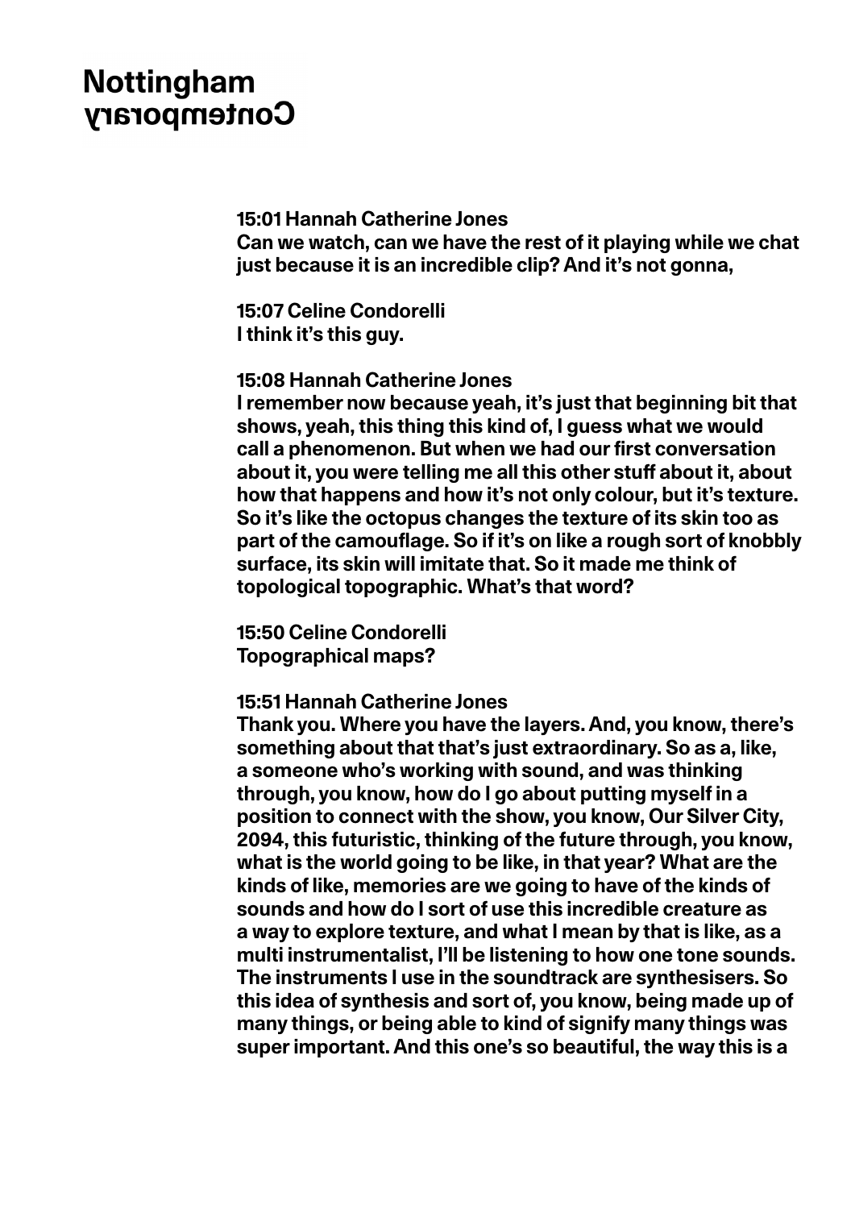**15:01 Hannah Catherine Jones**
**Can we watch, can we have the rest of it playing while we chat just because it is an incredible clip? And it's not gonna,**

**15:07 Celine Condorelli**
**I think it's this guy.**

**15:08 Hannah Catherine Jones**
**I remember now because yeah, it's just that beginning bit that shows, yeah, this thing this kind of, I guess what we would call a phenomenon. But when we had our first conversation about it, you were telling me all this other stuff about it, about how that happens and how it's not only colour, but it's texture. So it's like the octopus changes the texture of its skin too as part of the camouflage. So if it's on like a rough sort of knobbly surface, its skin will imitate that. So it made me think of topological topographic. What's that word?**

**15:50 Celine Condorelli**
**Topographical maps?**

**15:51 Hannah Catherine Jones**
**Thank you. Where you have the layers. And, you know, there's something about that that's just extraordinary. So as a, like, a someone who's working with sound, and was thinking through, you know, how do I go about putting myself in a position to connect with the show, you know, Our Silver City, 2094, this futuristic, thinking of the future through, you know, what is the world going to be like, in that year? What are the kinds of like, memories are we going to have of the kinds of sounds and how do I sort of use this incredible creature as a way to explore texture, and what I mean by that is like, as a multi instrumentalist, I'll be listening to how one tone sounds. The instruments I use in the soundtrack are synthesisers. So this idea of synthesis and sort of, you know, being made up of many things, or being able to kind of signify many things was super important. And this one's so beautiful, the way this is a**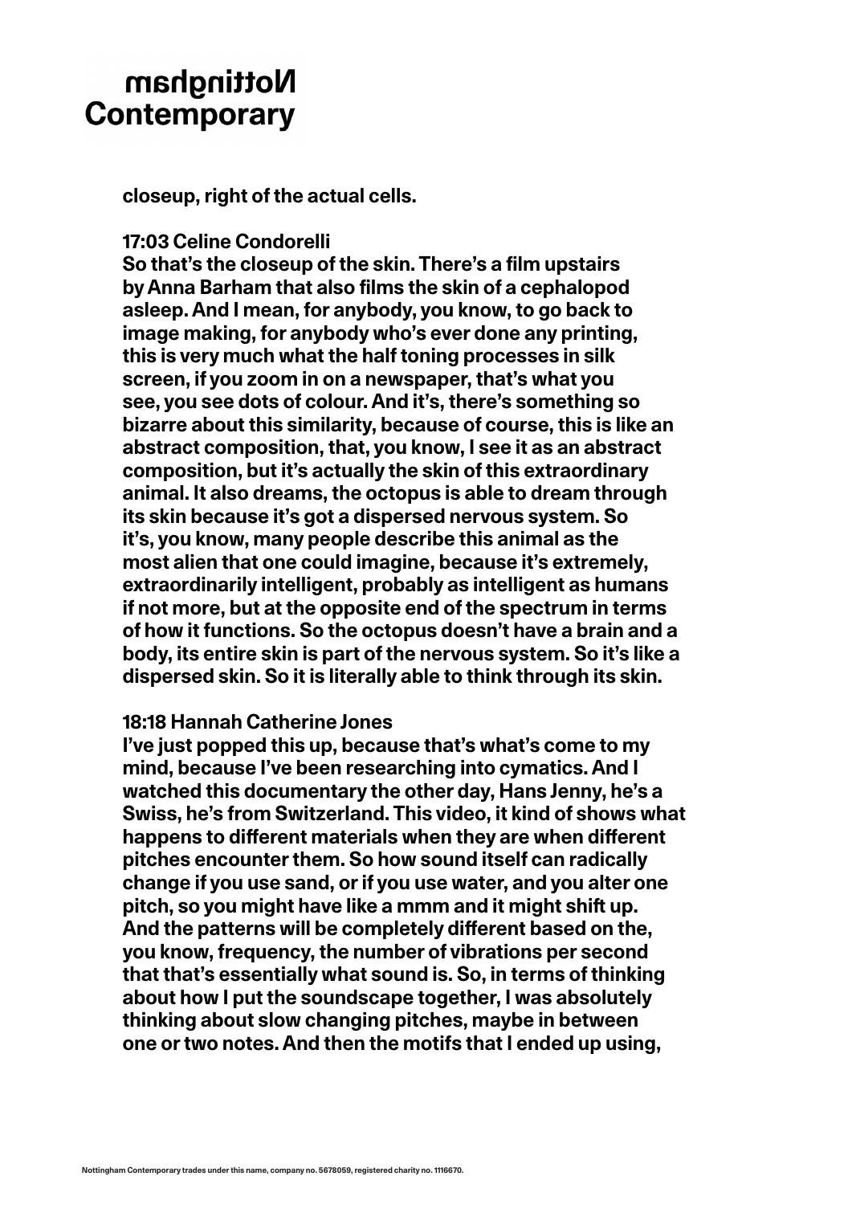closeup, right of the actual cells.

**17:03 Celine Condorelli**
So that's the closeup of the skin. There's a film upstairs by Anna Barham that also films the skin of a cephalopod asleep. And I mean, for anybody, you know, to go back to image making, for anybody who's ever done any printing, this is very much what the half toning processes in silk screen, if you zoom in on a newspaper, that's what you see, you see dots of colour. And it's, there's something so bizarre about this similarity, because of course, this is like an abstract composition, that, you know, I see it as an abstract composition, but it's actually the skin of this extraordinary animal. It also dreams, the octopus is able to dream through its skin because it's got a dispersed nervous system. So it's, you know, many people describe this animal as the most alien that one could imagine, because it's extremely, extraordinarily intelligent, probably as intelligent as humans if not more, but at the opposite end of the spectrum in terms of how it functions. So the octopus doesn't have a brain and a body, its entire skin is part of the nervous system. So it's like a dispersed skin. So it is literally able to think through its skin.

**18:18 Hannah Catherine Jones**
I've just popped this up, because that's what's come to my mind, because I've been researching into cymatics. And I watched this documentary the other day, Hans Jenny, he's a Swiss, he's from Switzerland. This video, it kind of shows what happens to different materials when they are when different pitches encounter them. So how sound itself can radically change if you use sand, or if you use water, and you alter one pitch, so you might have like a mmm and it might shift up. And the patterns will be completely different based on the, you know, frequency, the number of vibrations per second that that's essentially what sound is. So, in terms of thinking about how I put the soundscape together, I was absolutely thinking about slow changing pitches, maybe in between one or two notes. And then the motifs that I ended up using,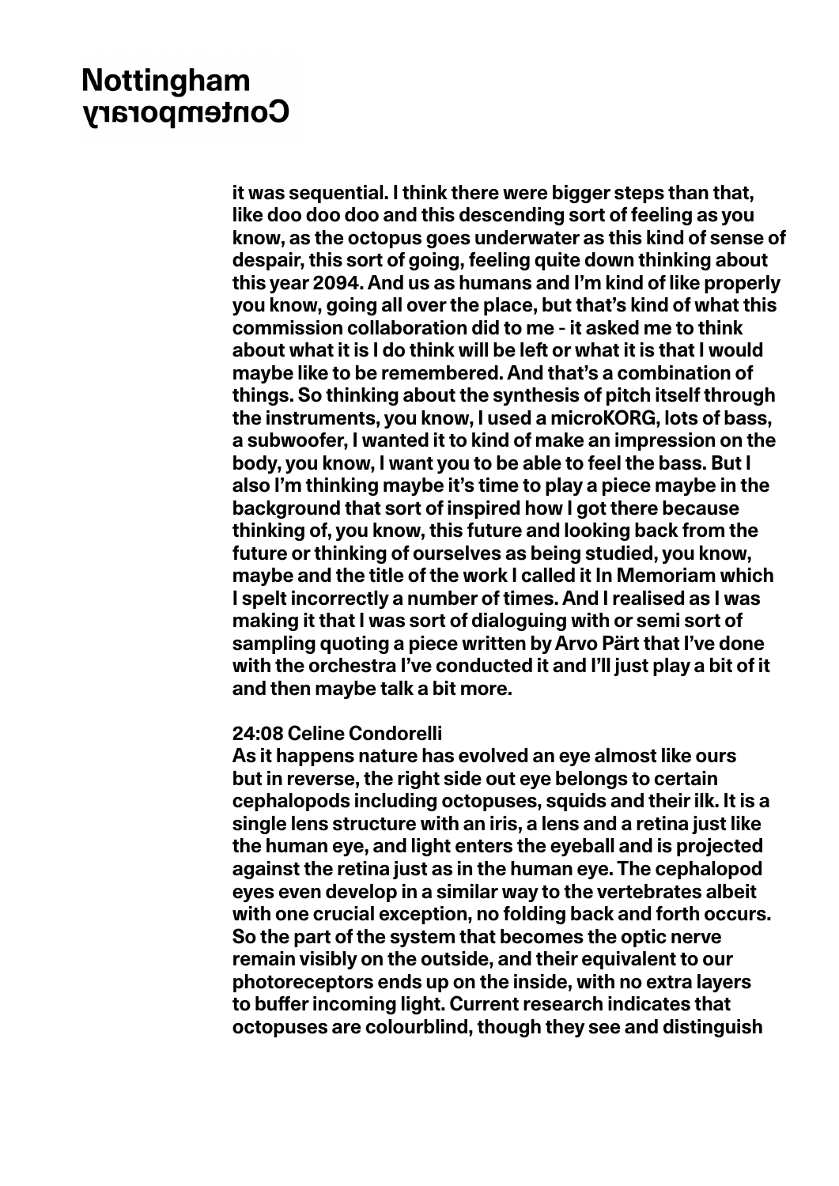it was sequential. I think there were bigger steps than that, like doo doo doo and this descending sort of feeling as you know, as the octopus goes underwater as this kind of sense of despair, this sort of going, feeling quite down thinking about this year 2094. And us as humans and I'm kind of like properly you know, going all over the place, but that's kind of what this commission collaboration did to me - it asked me to think about what it is I do think will be left or what it is that I would maybe like to be remembered. And that's a combination of things. So thinking about the synthesis of pitch itself through the instruments, you know, I used a microKORG, lots of bass, a subwoofer, I wanted it to kind of make an impression on the body, you know, I want you to be able to feel the bass. But I also I'm thinking maybe it's time to play a piece maybe in the background that sort of inspired how I got there because thinking of, you know, this future and looking back from the future or thinking of ourselves as being studied, you know, maybe and the title of the work I called it In Memoriam which I spelt incorrectly a number of times. And I realised as I was making it that I was sort of dialoguing with or semi sort of sampling quoting a piece written by Arvo Pärt that I've done with the orchestra I've conducted it and I'll just play a bit of it and then maybe talk a bit more.

**24:08 Celine Condorelli**
As it happens nature has evolved an eye almost like ours but in reverse, the right side out eye belongs to certain cephalopods including octopuses, squids and their ilk. It is a single lens structure with an iris, a lens and a retina just like the human eye, and light enters the eyeball and is projected against the retina just as in the human eye. The cephalopod eyes even develop in a similar way to the vertebrates albeit with one crucial exception, no folding back and forth occurs. So the part of the system that becomes the optic nerve remain visibly on the outside, and their equivalent to our photoreceptors ends up on the inside, with no extra layers to buffer incoming light. Current research indicates that octopuses are colourblind, though they see and distinguish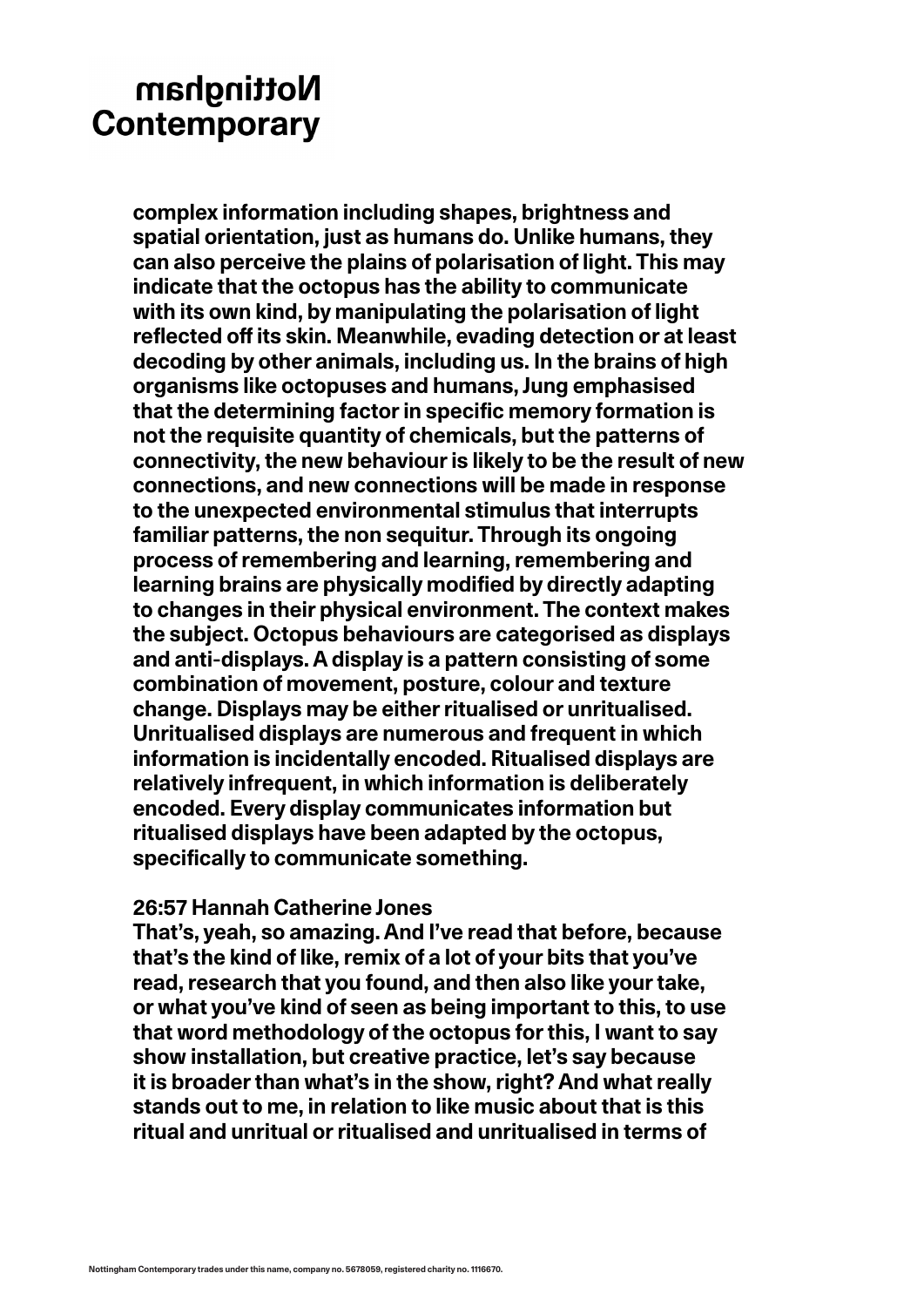complex information including shapes, brightness and spatial orientation, just as humans do. Unlike humans, they can also perceive the plains of polarisation of light. This may indicate that the octopus has the ability to communicate with its own kind, by manipulating the polarisation of light reflected off its skin. Meanwhile, evading detection or at least decoding by other animals, including us. In the brains of high organisms like octopuses and humans, Jung emphasised that the determining factor in specific memory formation is not the requisite quantity of chemicals, but the patterns of connectivity, the new behaviour is likely to be the result of new connections, and new connections will be made in response to the unexpected environmental stimulus that interrupts familiar patterns, the non sequitur. Through its ongoing process of remembering and learning, remembering and learning brains are physically modified by directly adapting to changes in their physical environment. The context makes the subject. Octopus behaviours are categorised as displays and anti-displays. A display is a pattern consisting of some combination of movement, posture, colour and texture change. Displays may be either ritualised or unritualised. Unritualised displays are numerous and frequent in which information is incidentally encoded. Ritualised displays are relatively infrequent, in which information is deliberately encoded. Every display communicates information but ritualised displays have been adapted by the octopus, specifically to communicate something.

**26:57 Hannah Catherine Jones**
That's, yeah, so amazing. And I've read that before, because that's the kind of like, remix of a lot of your bits that you've read, research that you found, and then also like your take, or what you've kind of seen as being important to this, to use that word methodology of the octopus for this, I want to say show installation, but creative practice, let's say because it is broader than what's in the show, right? And what really stands out to me, in relation to like music about that is this ritual and unritual or ritualised and unritualised in terms of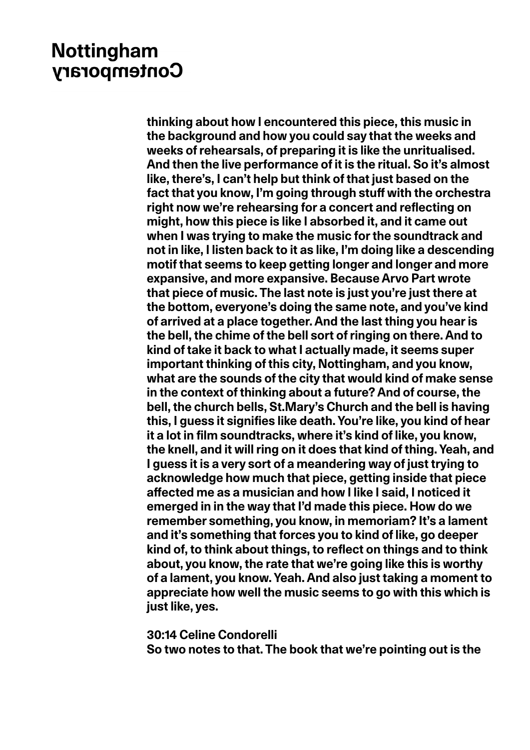thinking about how I encountered this piece, this music in the background and how you could say that the weeks and weeks of rehearsals, of preparing it is like the unritualised. And then the live performance of it is the ritual. So it's almost like, there's, I can't help but think of that just based on the fact that you know, I'm going through stuff with the orchestra right now we're rehearsing for a concert and reflecting on might, how this piece is like I absorbed it, and it came out when I was trying to make the music for the soundtrack and not in like, I listen back to it as like, I'm doing like a descending motif that seems to keep getting longer and longer and more expansive, and more expansive. Because Arvo Part wrote that piece of music. The last note is just you're just there at the bottom, everyone's doing the same note, and you've kind of arrived at a place together. And the last thing you hear is the bell, the chime of the bell sort of ringing on there. And to kind of take it back to what I actually made, it seems super important thinking of this city, Nottingham, and you know, what are the sounds of the city that would kind of make sense in the context of thinking about a future? And of course, the bell, the church bells, St.Mary's Church and the bell is having this, I guess it signifies like death. You're like, you kind of hear it a lot in film soundtracks, where it's kind of like, you know, the knell, and it will ring on it does that kind of thing. Yeah, and I guess it is a very sort of a meandering way of just trying to acknowledge how much that piece, getting inside that piece affected me as a musician and how I like I said, I noticed it emerged in in the way that I'd made this piece. How do we remember something, you know, in memoriam? It's a lament and it's something that forces you to kind of like, go deeper kind of, to think about things, to reflect on things and to think about, you know, the rate that we're going like this is worthy of a lament, you know. Yeah. And also just taking a moment to appreciate how well the music seems to go with this which is just like, yes.

30:14 Celine Condorelli
So two notes to that. The book that we're pointing out is the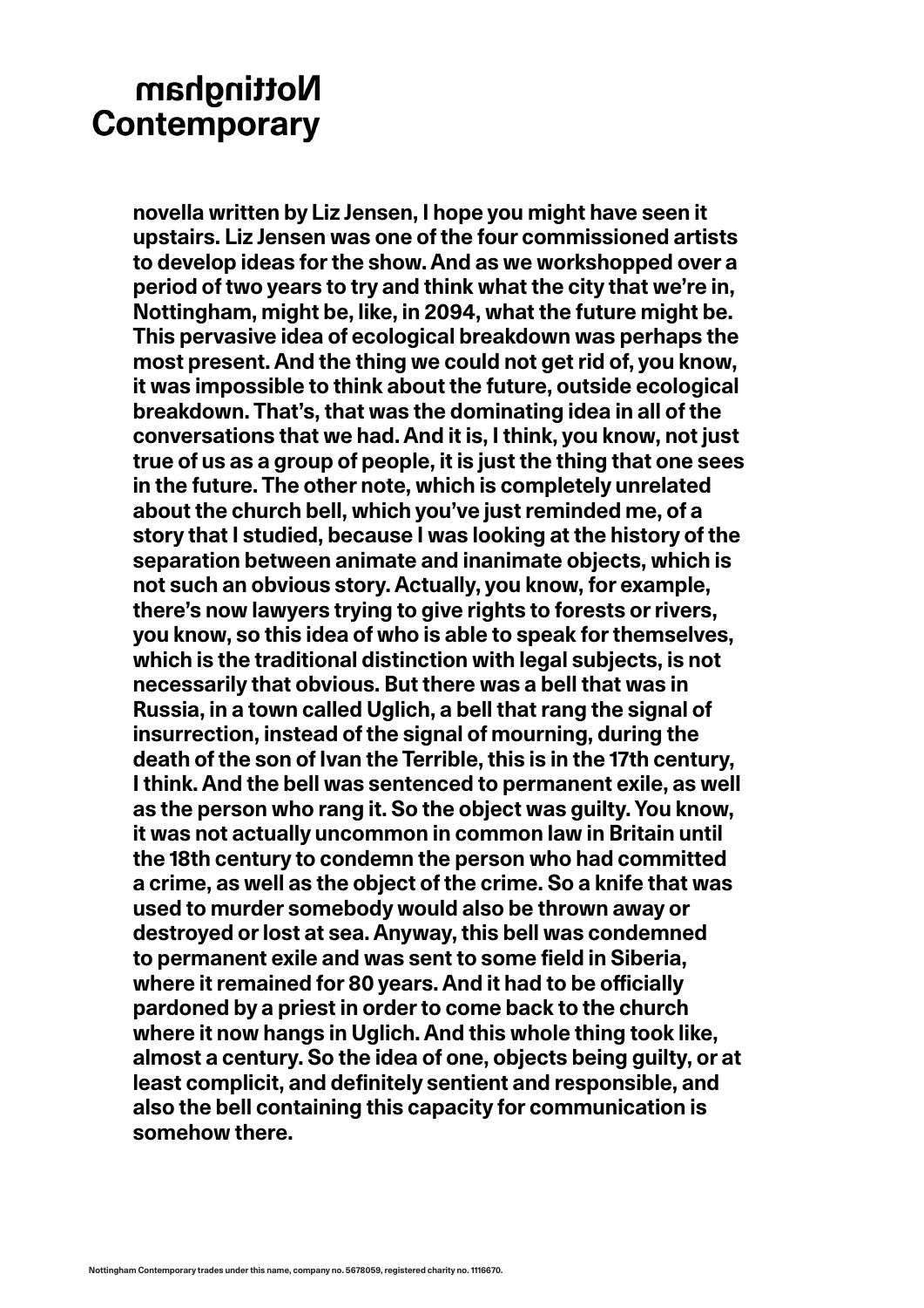novella written by Liz Jensen, I hope you might have seen it upstairs. Liz Jensen was one of the four commissioned artists to develop ideas for the show. And as we workshopped over a period of two years to try and think what the city that we're in, Nottingham, might be, like, in 2094, what the future might be. This pervasive idea of ecological breakdown was perhaps the most present. And the thing we could not get rid of, you know, it was impossible to think about the future, outside ecological breakdown. That's, that was the dominating idea in all of the conversations that we had. And it is, I think, you know, not just true of us as a group of people, it is just the thing that one sees in the future. The other note, which is completely unrelated about the church bell, which you've just reminded me, of a story that I studied, because I was looking at the history of the separation between animate and inanimate objects, which is not such an obvious story. Actually, you know, for example, there's now lawyers trying to give rights to forests or rivers, you know, so this idea of who is able to speak for themselves, which is the traditional distinction with legal subjects, is not necessarily that obvious. But there was a bell that was in Russia, in a town called Uglich, a bell that rang the signal of insurrection, instead of the signal of mourning, during the death of the son of Ivan the Terrible, this is in the 17th century, I think. And the bell was sentenced to permanent exile, as well as the person who rang it. So the object was guilty. You know, it was not actually uncommon in common law in Britain until the 18th century to condemn the person who had committed a crime, as well as the object of the crime. So a knife that was used to murder somebody would also be thrown away or destroyed or lost at sea. Anyway, this bell was condemned to permanent exile and was sent to some field in Siberia, where it remained for 80 years. And it had to be officially pardoned by a priest in order to come back to the church where it now hangs in Uglich. And this whole thing took like, almost a century. So the idea of one, objects being guilty, or at least complicit, and definitely sentient and responsible, and also the bell containing this capacity for communication is somehow there.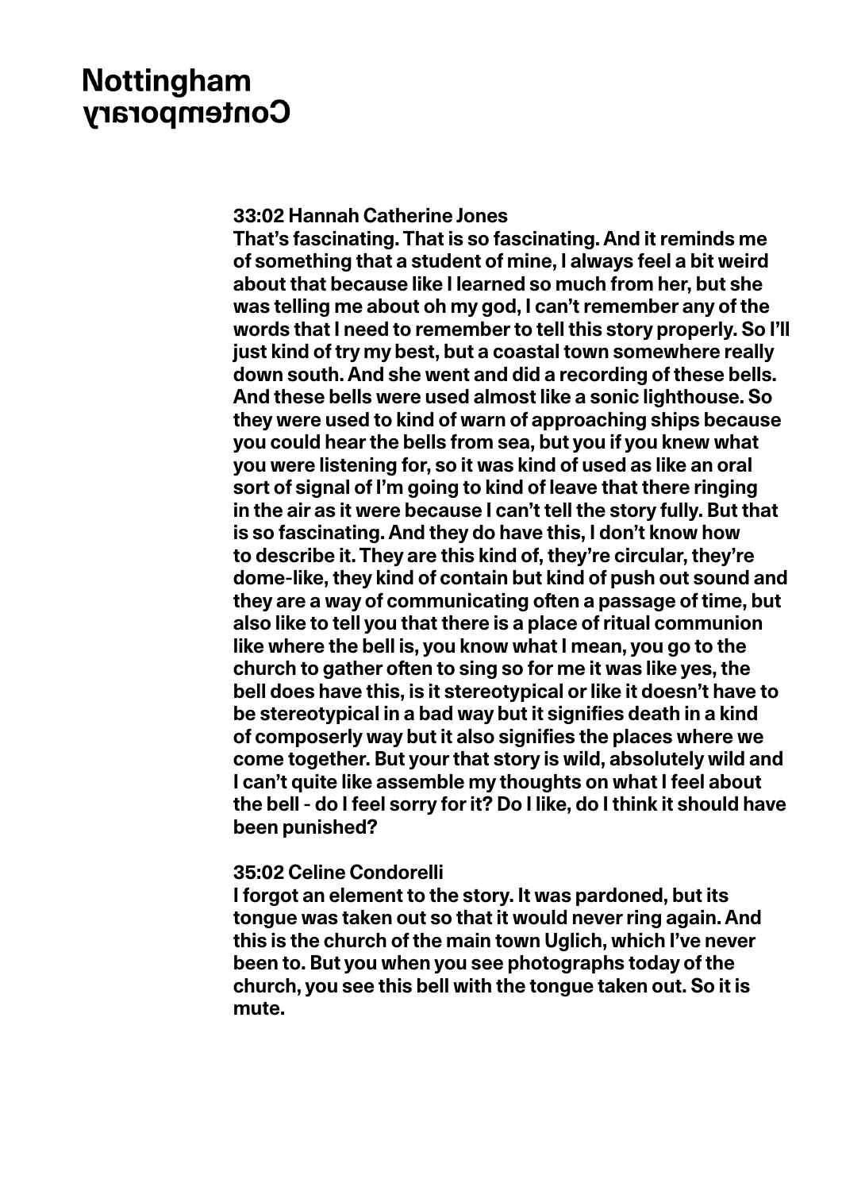**33:02 Hannah Catherine Jones**
**That's fascinating. That is so fascinating. And it reminds me of something that a student of mine, I always feel a bit weird about that because like I learned so much from her, but she was telling me about oh my god, I can't remember any of the words that I need to remember to tell this story properly. So I'll just kind of try my best, but a coastal town somewhere really down south. And she went and did a recording of these bells. And these bells were used almost like a sonic lighthouse. So they were used to kind of warn of approaching ships because you could hear the bells from sea, but you if you knew what you were listening for, so it was kind of used as like an oral sort of signal of I'm going to kind of leave that there ringing in the air as it were because I can't tell the story fully. But that is so fascinating. And they do have this, I don't know how to describe it. They are this kind of, they're circular, they're dome-like, they kind of contain but kind of push out sound and they are a way of communicating often a passage of time, but also like to tell you that there is a place of ritual communion like where the bell is, you know what I mean, you go to the church to gather often to sing so for me it was like yes, the bell does have this, is it stereotypical or like it doesn't have to be stereotypical in a bad way but it signifies death in a kind of composerly way but it also signifies the places where we come together. But your that story is wild, absolutely wild and I can't quite like assemble my thoughts on what I feel about the bell - do I feel sorry for it? Do I like, do I think it should have been punished?**

**35:02 Celine Condorelli**
**I forgot an element to the story. It was pardoned, but its tongue was taken out so that it would never ring again. And this is the church of the main town Uglich, which I've never been to. But you when you see photographs today of the church, you see this bell with the tongue taken out. So it is mute.**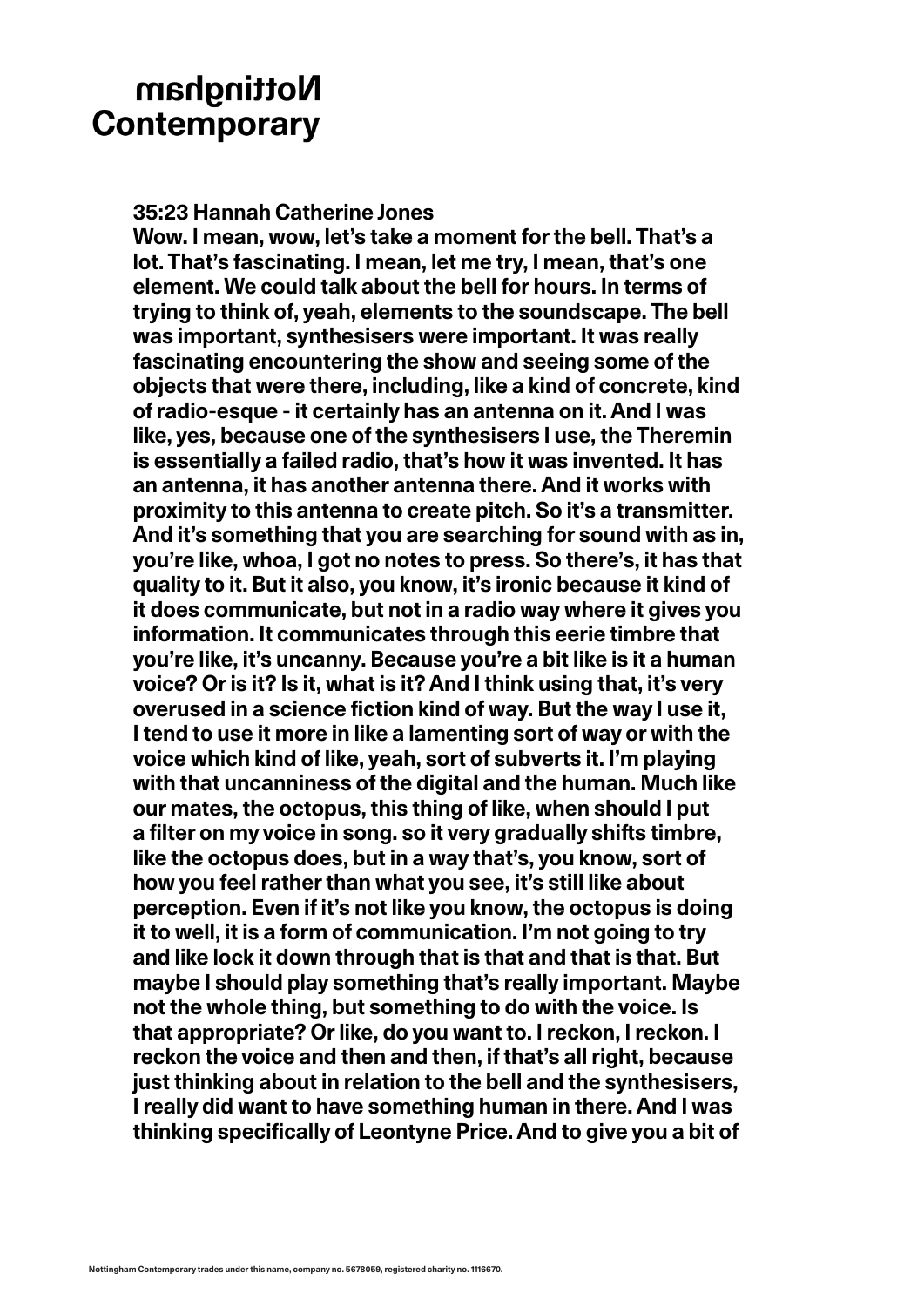**35:23 Hannah Catherine Jones**
Wow. I mean, wow, let's take a moment for the bell. That's a lot. That's fascinating. I mean, let me try, I mean, that's one element. We could talk about the bell for hours. In terms of trying to think of, yeah, elements to the soundscape. The bell was important, synthesisers were important. It was really fascinating encountering the show and seeing some of the objects that were there, including, like a kind of concrete, kind of radio-esque - it certainly has an antenna on it. And I was like, yes, because one of the synthesisers I use, the Theremin is essentially a failed radio, that's how it was invented. It has an antenna, it has another antenna there. And it works with proximity to this antenna to create pitch. So it's a transmitter. And it's something that you are searching for sound with as in, you're like, whoa, I got no notes to press. So there's, it has that quality to it. But it also, you know, it's ironic because it kind of it does communicate, but not in a radio way where it gives you information. It communicates through this eerie timbre that you're like, it's uncanny. Because you're a bit like is it a human voice? Or is it? Is it, what is it? And I think using that, it's very overused in a science fiction kind of way. But the way I use it, I tend to use it more in like a lamenting sort of way or with the voice which kind of like, yeah, sort of subverts it. I'm playing with that uncanniness of the digital and the human. Much like our mates, the octopus, this thing of like, when should I put a filter on my voice in song. so it very gradually shifts timbre, like the octopus does, but in a way that's, you know, sort of how you feel rather than what you see, it's still like about perception. Even if it's not like you know, the octopus is doing it to well, it is a form of communication. I'm not going to try and like lock it down through that is that and that is that. But maybe I should play something that's really important. Maybe not the whole thing, but something to do with the voice. Is that appropriate? Or like, do you want to. I reckon, I reckon. I reckon the voice and then and then, if that's all right, because just thinking about in relation to the bell and the synthesisers, I really did want to have something human in there. And I was thinking specifically of Leontyne Price. And to give you a bit of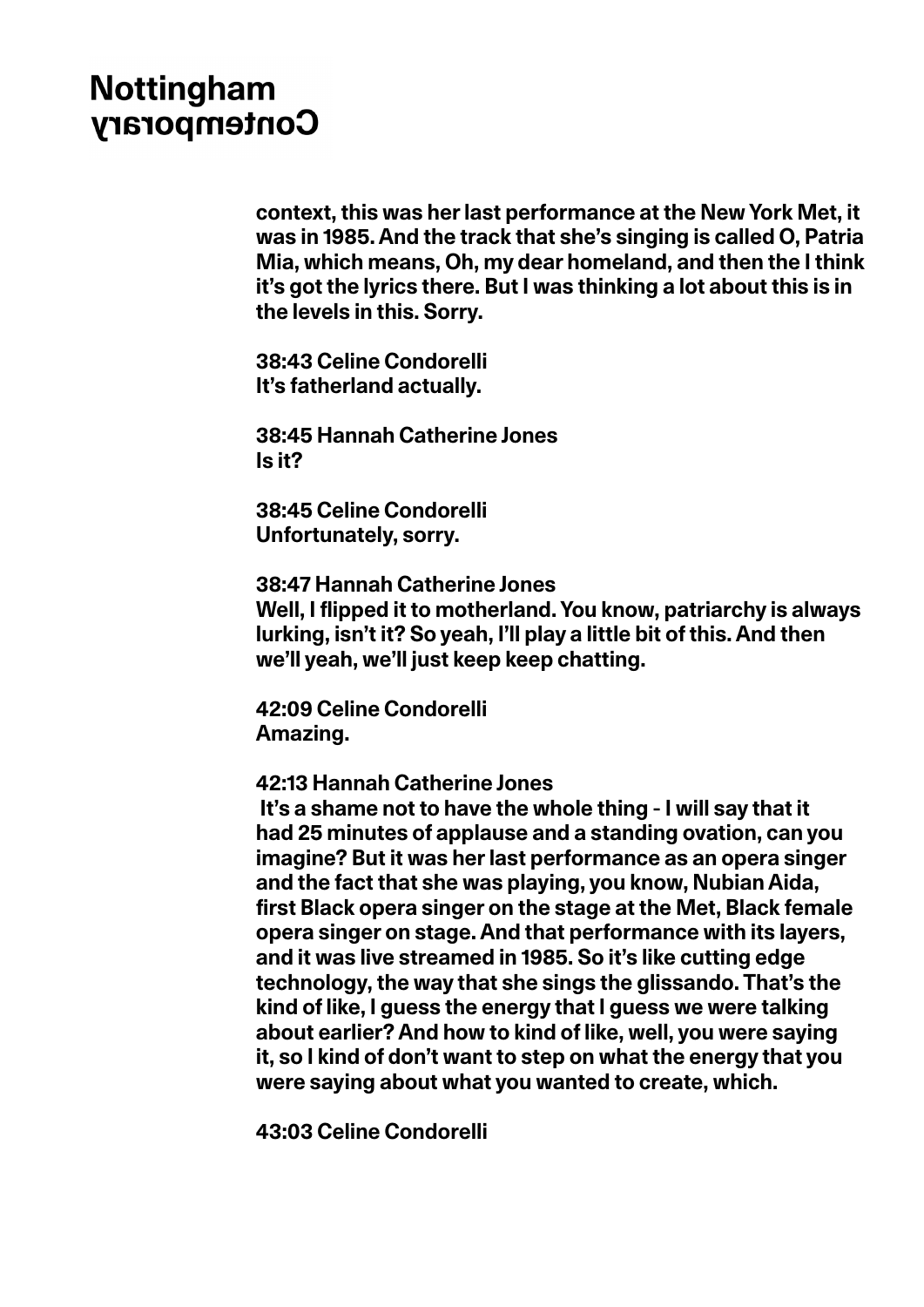context, this was her last performance at the New York Met, it was in 1985. And the track that she's singing is called O, Patria Mia, which means, Oh, my dear homeland, and then the I think it's got the lyrics there. But I was thinking a lot about this is in the levels in this. Sorry.

**38:43 Celine Condorelli**
It's fatherland actually.

**38:45 Hannah Catherine Jones**
Is it?

**38:45 Celine Condorelli**
Unfortunately, sorry.

**38:47 Hannah Catherine Jones**
Well, I flipped it to motherland. You know, patriarchy is always lurking, isn't it? So yeah, I'll play a little bit of this. And then we'll yeah, we'll just keep keep chatting.

**42:09 Celine Condorelli**
Amazing.

**42:13 Hannah Catherine Jones**
It's a shame not to have the whole thing - I will say that it had 25 minutes of applause and a standing ovation, can you imagine? But it was her last performance as an opera singer and the fact that she was playing, you know, Nubian Aida, first Black opera singer on the stage at the Met, Black female opera singer on stage. And that performance with its layers, and it was live streamed in 1985. So it's like cutting edge technology, the way that she sings the glissando. That's the kind of like, I guess the energy that I guess we were talking about earlier? And how to kind of like, well, you were saying it, so I kind of don't want to step on what the energy that you were saying about what you wanted to create, which.

**43:03 Celine Condorelli**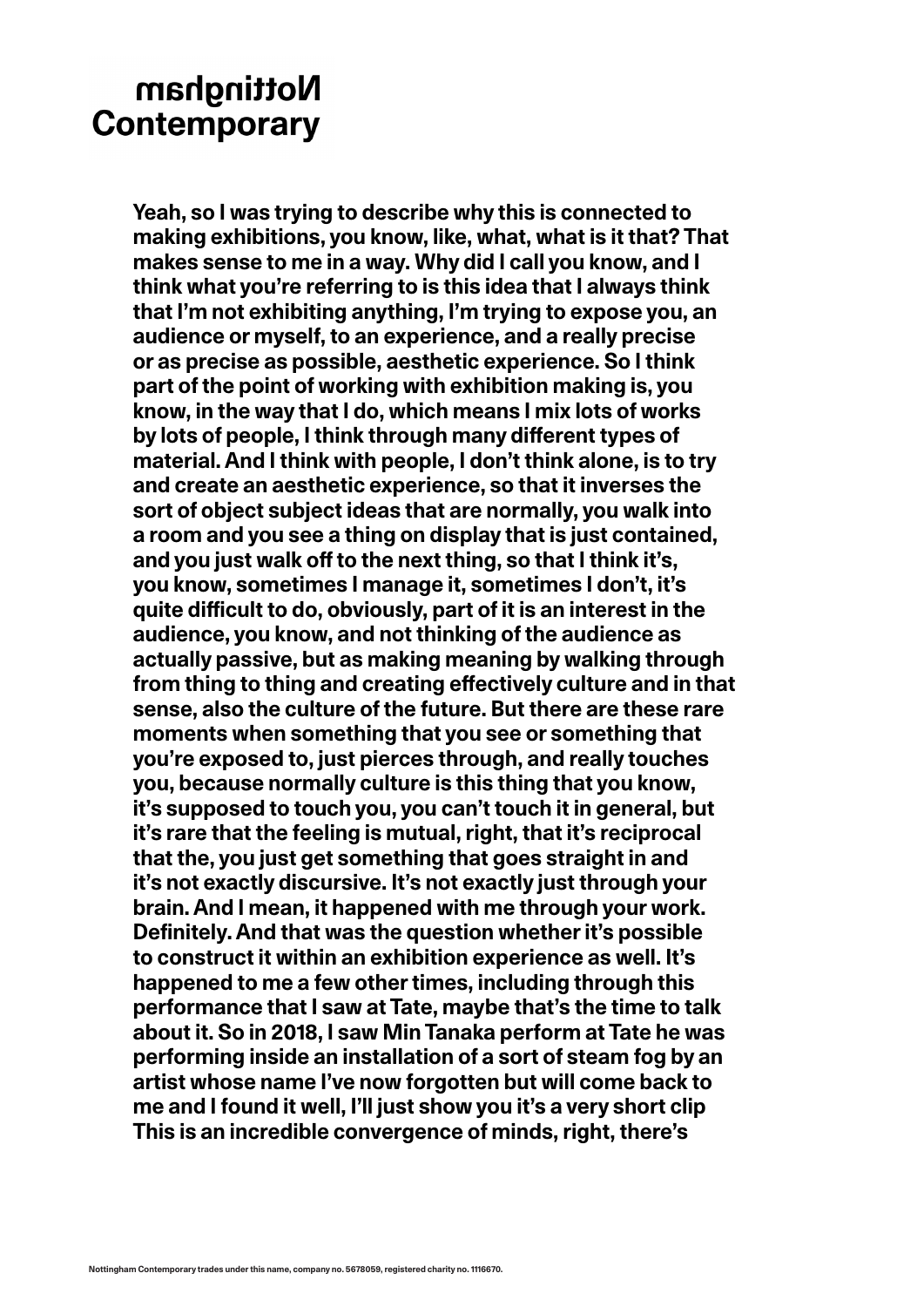Yeah, so I was trying to describe why this is connected to making exhibitions, you know, like, what, what is it that? That makes sense to me in a way. Why did I call you know, and I think what you're referring to is this idea that I always think that I'm not exhibiting anything, I'm trying to expose you, an audience or myself, to an experience, and a really precise or as precise as possible, aesthetic experience. So I think part of the point of working with exhibition making is, you know, in the way that I do, which means I mix lots of works by lots of people, I think through many different types of material. And I think with people, I don't think alone, is to try and create an aesthetic experience, so that it inverses the sort of object subject ideas that are normally, you walk into a room and you see a thing on display that is just contained, and you just walk off to the next thing, so that I think it's, you know, sometimes I manage it, sometimes I don't, it's quite difficult to do, obviously, part of it is an interest in the audience, you know, and not thinking of the audience as actually passive, but as making meaning by walking through from thing to thing and creating effectively culture and in that sense, also the culture of the future. But there are these rare moments when something that you see or something that you're exposed to, just pierces through, and really touches you, because normally culture is this thing that you know, it's supposed to touch you, you can't touch it in general, but it's rare that the feeling is mutual, right, that it's reciprocal that the, you just get something that goes straight in and it's not exactly discursive. It's not exactly just through your brain. And I mean, it happened with me through your work. Definitely. And that was the question whether it's possible to construct it within an exhibition experience as well. It's happened to me a few other times, including through this performance that I saw at Tate, maybe that's the time to talk about it. So in 2018, I saw Min Tanaka perform at Tate he was performing inside an installation of a sort of steam fog by an artist whose name I've now forgotten but will come back to me and I found it well, I'll just show you it's a very short clip This is an incredible convergence of minds, right, there's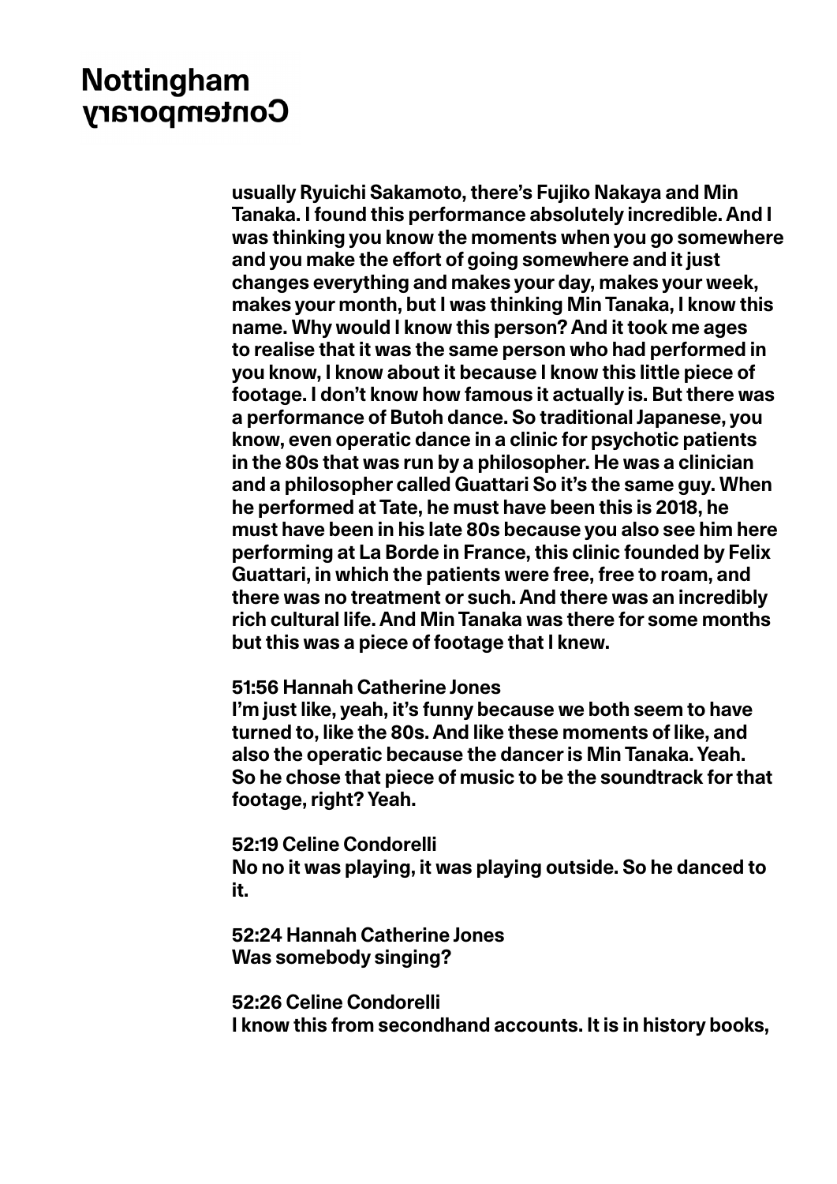usually Ryuichi Sakamoto, there's Fujiko Nakaya and Min Tanaka. I found this performance absolutely incredible. And I was thinking you know the moments when you go somewhere and you make the effort of going somewhere and it just changes everything and makes your day, makes your week, makes your month, but I was thinking Min Tanaka, I know this name. Why would I know this person? And it took me ages to realise that it was the same person who had performed in you know, I know about it because I know this little piece of footage. I don't know how famous it actually is. But there was a performance of Butoh dance. So traditional Japanese, you know, even operatic dance in a clinic for psychotic patients in the 80s that was run by a philosopher. He was a clinician and a philosopher called Guattari So it's the same guy. When he performed at Tate, he must have been this is 2018, he must have been in his late 80s because you also see him here performing at La Borde in France, this clinic founded by Felix Guattari, in which the patients were free, free to roam, and there was no treatment or such. And there was an incredibly rich cultural life. And Min Tanaka was there for some months but this was a piece of footage that I knew.

**51:56 Hannah Catherine Jones**
I'm just like, yeah, it's funny because we both seem to have turned to, like the 80s. And like these moments of like, and also the operatic because the dancer is Min Tanaka. Yeah. So he chose that piece of music to be the soundtrack for that footage, right? Yeah.

**52:19 Celine Condorelli**
No no it was playing, it was playing outside. So he danced to it.

**52:24 Hannah Catherine Jones**
Was somebody singing?

**52:26 Celine Condorelli**
I know this from secondhand accounts. It is in history books,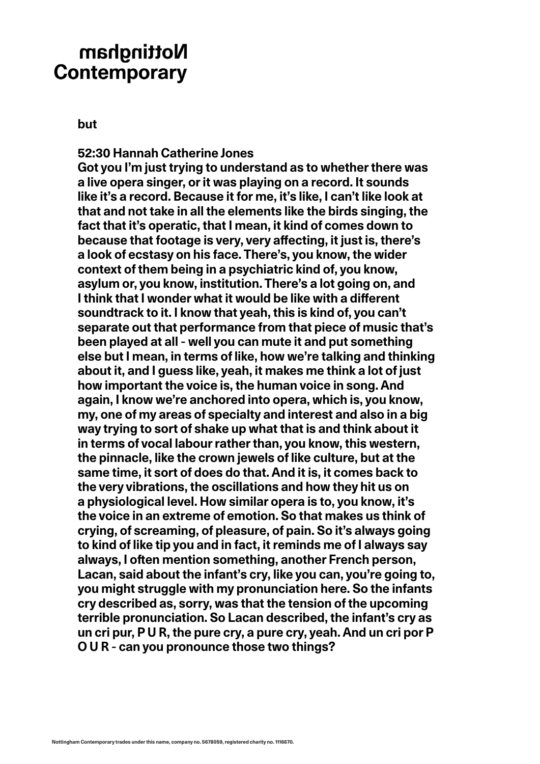but

**52:30 Hannah Catherine Jones**
Got you I'm just trying to understand as to whether there was a live opera singer, or it was playing on a record. It sounds like it's a record. Because it for me, it's like, I can't like look at that and not take in all the elements like the birds singing, the fact that it's operatic, that I mean, it kind of comes down to because that footage is very, very affecting, it just is, there's a look of ecstasy on his face. There's, you know, the wider context of them being in a psychiatric kind of, you know, asylum or, you know, institution. There's a lot going on, and I think that I wonder what it would be like with a different soundtrack to it. I know that yeah, this is kind of, you can't separate out that performance from that piece of music that's been played at all - well you can mute it and put something else but I mean, in terms of like, how we're talking and thinking about it, and I guess like, yeah, it makes me think a lot of just how important the voice is, the human voice in song. And again, I know we're anchored into opera, which is, you know, my, one of my areas of specialty and interest and also in a big way trying to sort of shake up what that is and think about it in terms of vocal labour rather than, you know, this western, the pinnacle, like the crown jewels of like culture, but at the same time, it sort of does do that. And it is, it comes back to the very vibrations, the oscillations and how they hit us on a physiological level. How similar opera is to, you know, it's the voice in an extreme of emotion. So that makes us think of crying, of screaming, of pleasure, of pain. So it's always going to kind of like tip you and in fact, it reminds me of I always say always, I often mention something, another French person, Lacan, said about the infant's cry, like you can, you're going to, you might struggle with my pronunciation here. So the infants cry described as, sorry, was that the tension of the upcoming terrible pronunciation. So Lacan described, the infant's cry as un cri pur, P U R, the pure cry, a pure cry, yeah. And un cri por P O U R - can you pronounce those two things?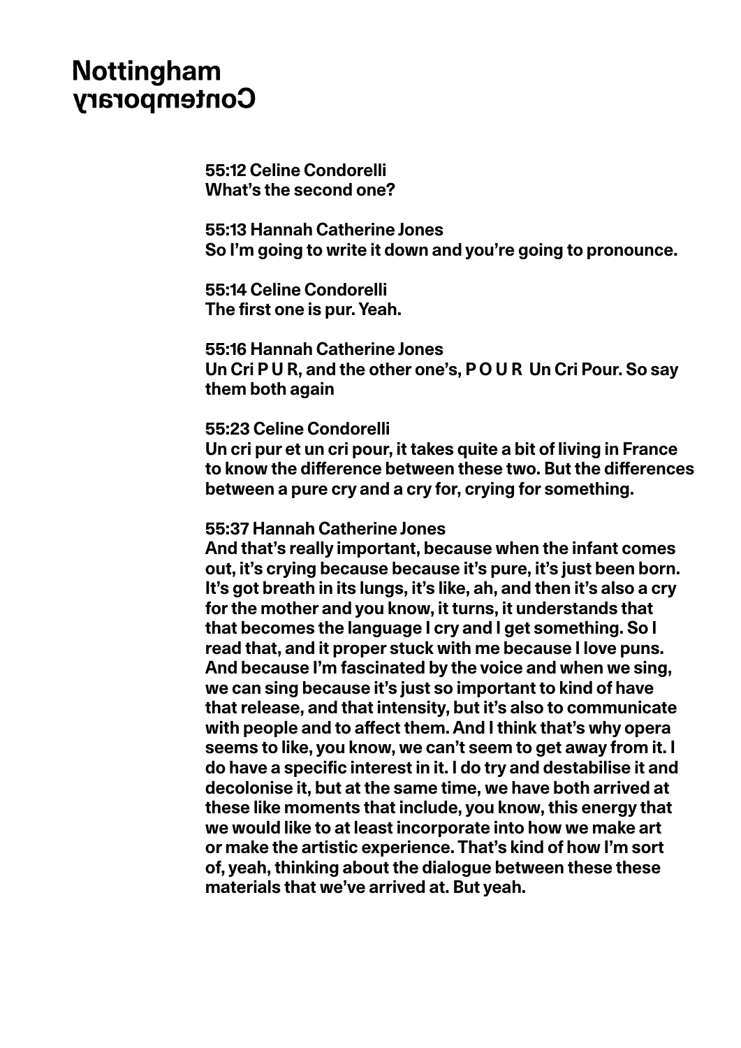**55:12 Celine Condorelli**
**What's the second one?**

**55:13 Hannah Catherine Jones**
**So I'm going to write it down and you're going to pronounce.**

**55:14 Celine Condorelli**
**The first one is pur. Yeah.**

**55:16 Hannah Catherine Jones**
**Un Cri P U R, and the other one's, P O U R Un Cri Pour. So say them both again**

**55:23 Celine Condorelli**
**Un cri pur et un cri pour, it takes quite a bit of living in France to know the difference between these two. But the differences between a pure cry and a cry for, crying for something.**

**55:37 Hannah Catherine Jones**
**And that's really important, because when the infant comes out, it's crying because because it's pure, it's just been born. It's got breath in its lungs, it's like, ah, and then it's also a cry for the mother and you know, it turns, it understands that that becomes the language I cry and I get something. So I read that, and it proper stuck with me because I love puns. And because I'm fascinated by the voice and when we sing, we can sing because it's just so important to kind of have that release, and that intensity, but it's also to communicate with people and to affect them. And I think that's why opera seems to like, you know, we can't seem to get away from it. I do have a specific interest in it. I do try and destabilise it and decolonise it, but at the same time, we have both arrived at these like moments that include, you know, this energy that we would like to at least incorporate into how we make art or make the artistic experience. That's kind of how I'm sort of, yeah, thinking about the dialogue between these these materials that we've arrived at. But yeah.**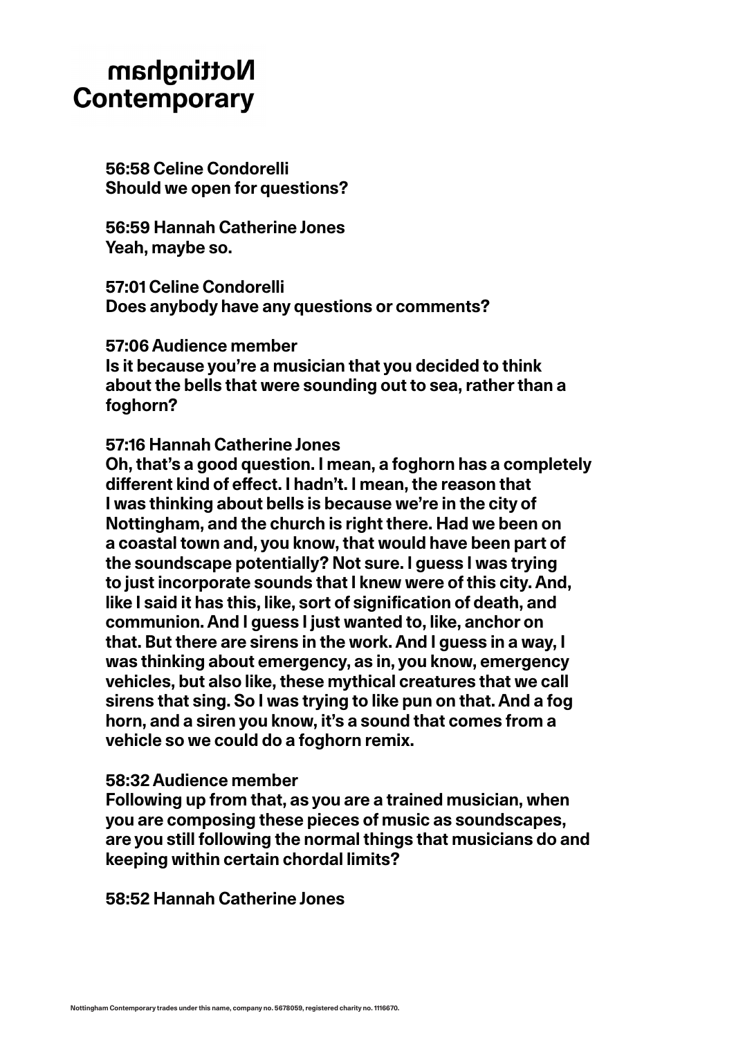**56:58 Celine Condorelli**
**Should we open for questions?**

**56:59 Hannah Catherine Jones**
**Yeah, maybe so.**

**57:01 Celine Condorelli**
**Does anybody have any questions or comments?**

**57:06 Audience member**
**Is it because you're a musician that you decided to think about the bells that were sounding out to sea, rather than a foghorn?**

**57:16 Hannah Catherine Jones**
**Oh, that's a good question. I mean, a foghorn has a completely different kind of effect. I hadn't. I mean, the reason that I was thinking about bells is because we're in the city of Nottingham, and the church is right there. Had we been on a coastal town and, you know, that would have been part of the soundscape potentially? Not sure. I guess I was trying to just incorporate sounds that I knew were of this city. And, like I said it has this, like, sort of signification of death, and communion. And I guess I just wanted to, like, anchor on that. But there are sirens in the work. And I guess in a way, I was thinking about emergency, as in, you know, emergency vehicles, but also like, these mythical creatures that we call sirens that sing. So I was trying to like pun on that. And a fog horn, and a siren you know, it's a sound that comes from a vehicle so we could do a foghorn remix.**

**58:32 Audience member**
**Following up from that, as you are a trained musician, when you are composing these pieces of music as soundscapes, are you still following the normal things that musicians do and keeping within certain chordal limits?**

**58:52 Hannah Catherine Jones**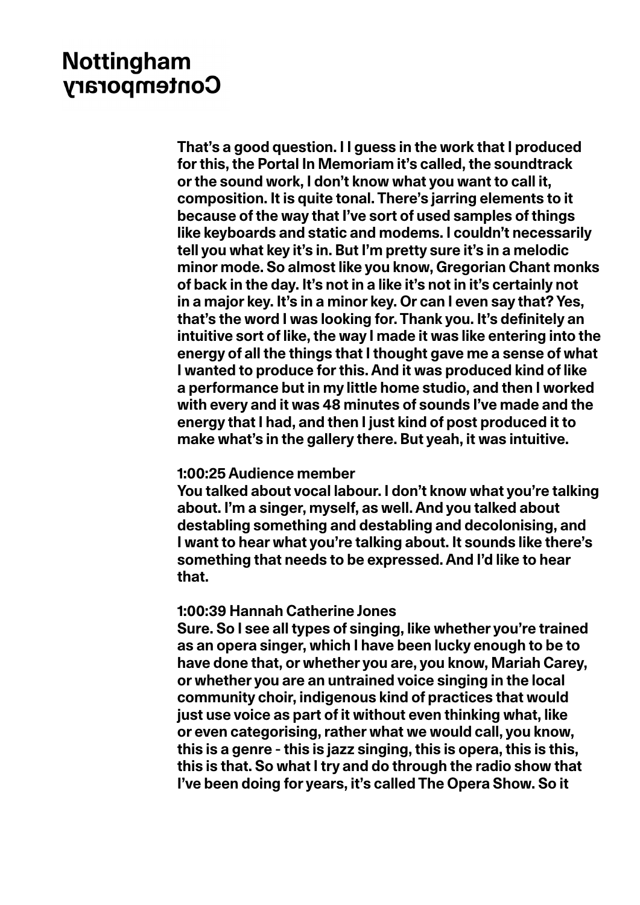**That's a good question. I I guess in the work that I produced for this, the Portal In Memoriam it's called, the soundtrack or the sound work, I don't know what you want to call it, composition. It is quite tonal. There's jarring elements to it because of the way that I've sort of used samples of things like keyboards and static and modems. I couldn't necessarily tell you what key it's in. But I'm pretty sure it's in a melodic minor mode. So almost like you know, Gregorian Chant monks of back in the day. It's not in a like it's not in it's certainly not in a major key. It's in a minor key. Or can I even say that? Yes, that's the word I was looking for. Thank you. It's definitely an intuitive sort of like, the way I made it was like entering into the energy of all the things that I thought gave me a sense of what I wanted to produce for this. And it was produced kind of like a performance but in my little home studio, and then I worked with every and it was 48 minutes of sounds I've made and the energy that I had, and then I just kind of post produced it to make what's in the gallery there. But yeah, it was intuitive.**

**1:00:25 Audience member**
**You talked about vocal labour. I don't know what you're talking about. I'm a singer, myself, as well. And you talked about destabling something and destabling and decolonising, and I want to hear what you're talking about. It sounds like there's something that needs to be expressed. And I'd like to hear that.**

**1:00:39 Hannah Catherine Jones**
**Sure. So I see all types of singing, like whether you're trained as an opera singer, which I have been lucky enough to be to have done that, or whether you are, you know, Mariah Carey, or whether you are an untrained voice singing in the local community choir, indigenous kind of practices that would just use voice as part of it without even thinking what, like or even categorising, rather what we would call, you know, this is a genre - this is jazz singing, this is opera, this is this, this is that. So what I try and do through the radio show that I've been doing for years, it's called The Opera Show. So it**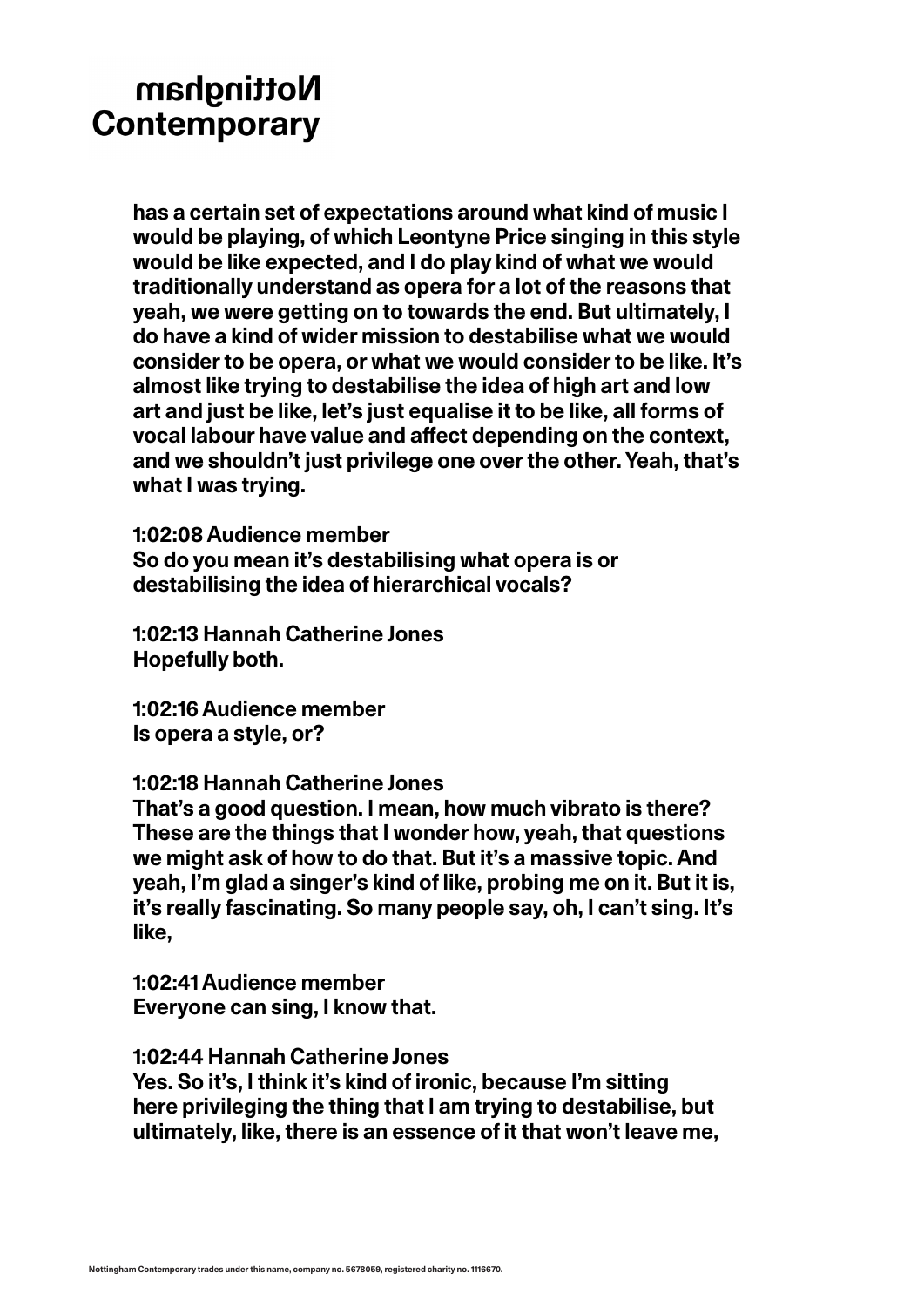has a certain set of expectations around what kind of music I would be playing, of which Leontyne Price singing in this style would be like expected, and I do play kind of what we would traditionally understand as opera for a lot of the reasons that yeah, we were getting on to towards the end. But ultimately, I do have a kind of wider mission to destabilise what we would consider to be opera, or what we would consider to be like. It's almost like trying to destabilise the idea of high art and low art and just be like, let's just equalise it to be like, all forms of vocal labour have value and affect depending on the context, and we shouldn't just privilege one over the other. Yeah, that's what I was trying.

1:02:08 Audience member
So do you mean it's destabilising what opera is or destabilising the idea of hierarchical vocals?

1:02:13 Hannah Catherine Jones
Hopefully both.

1:02:16 Audience member
Is opera a style, or?

1:02:18 Hannah Catherine Jones
That's a good question. I mean, how much vibrato is there? These are the things that I wonder how, yeah, that questions we might ask of how to do that. But it's a massive topic. And yeah, I'm glad a singer's kind of like, probing me on it. But it is, it's really fascinating. So many people say, oh, I can't sing. It's like,

1:02:41 Audience member
Everyone can sing, I know that.

1:02:44 Hannah Catherine Jones
Yes. So it's, I think it's kind of ironic, because I'm sitting here privileging the thing that I am trying to destabilise, but ultimately, like, there is an essence of it that won't leave me,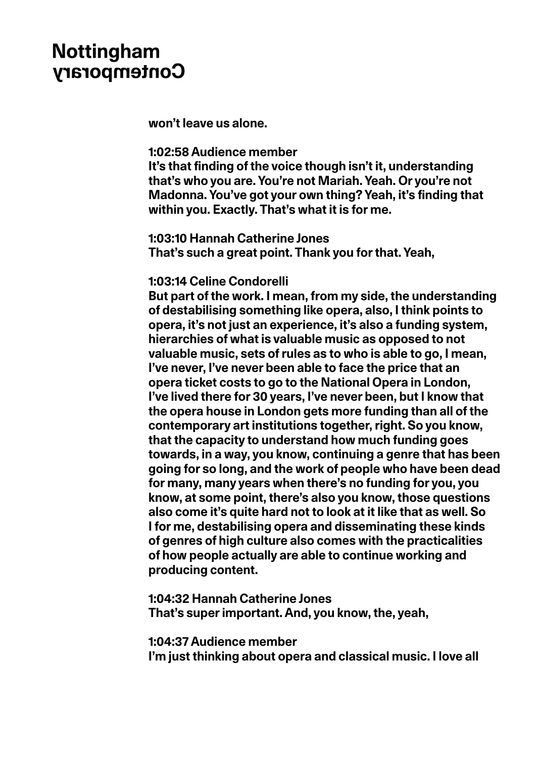won't leave us alone.

**1:02:58 Audience member**
It's that finding of the voice though isn't it, understanding that's who you are. You're not Mariah. Yeah. Or you're not Madonna. You've got your own thing? Yeah, it's finding that within you. Exactly. That's what it is for me.

**1:03:10 Hannah Catherine Jones**
That's such a great point. Thank you for that. Yeah,

**1:03:14 Celine Condorelli**
But part of the work. I mean, from my side, the understanding of destabilising something like opera, also, I think points to opera, it's not just an experience, it's also a funding system, hierarchies of what is valuable music as opposed to not valuable music, sets of rules as to who is able to go, I mean, I've never, I've never been able to face the price that an opera ticket costs to go to the National Opera in London, I've lived there for 30 years, I've never been, but I know that the opera house in London gets more funding than all of the contemporary art institutions together, right. So you know, that the capacity to understand how much funding goes towards, in a way, you know, continuing a genre that has been going for so long, and the work of people who have been dead for many, many years when there's no funding for you, you know, at some point, there's also you know, those questions also come it's quite hard not to look at it like that as well. So I for me, destabilising opera and disseminating these kinds of genres of high culture also comes with the practicalities of how people actually are able to continue working and producing content.

**1:04:32 Hannah Catherine Jones**
That's super important. And, you know, the, yeah,

**1:04:37 Audience member**
I'm just thinking about opera and classical music. I love all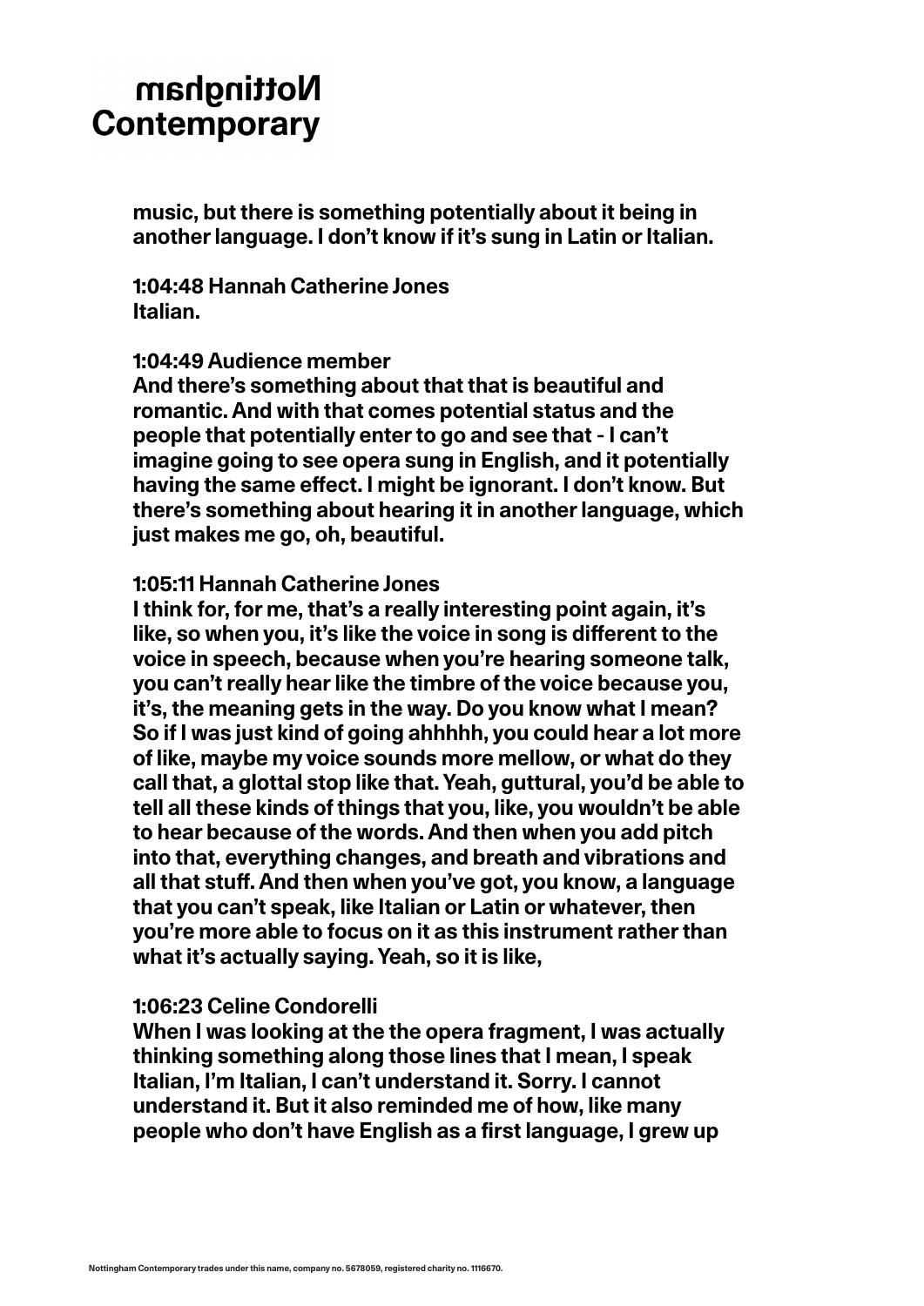**music, but there is something potentially about it being in another language. I don't know if it's sung in Latin or Italian.**

**1:04:48 Hannah Catherine Jones**
**Italian.**

**1:04:49 Audience member**
**And there's something about that that is beautiful and romantic. And with that comes potential status and the people that potentially enter to go and see that - I can't imagine going to see opera sung in English, and it potentially having the same effect. I might be ignorant. I don't know. But there's something about hearing it in another language, which just makes me go, oh, beautiful.**

**1:05:11 Hannah Catherine Jones**
**I think for, for me, that's a really interesting point again, it's like, so when you, it's like the voice in song is different to the voice in speech, because when you're hearing someone talk, you can't really hear like the timbre of the voice because you, it's, the meaning gets in the way. Do you know what I mean? So if I was just kind of going ahhhhh, you could hear a lot more of like, maybe my voice sounds more mellow, or what do they call that, a glottal stop like that. Yeah, guttural, you'd be able to tell all these kinds of things that you, like, you wouldn't be able to hear because of the words. And then when you add pitch into that, everything changes, and breath and vibrations and all that stuff. And then when you've got, you know, a language that you can't speak, like Italian or Latin or whatever, then you're more able to focus on it as this instrument rather than what it's actually saying. Yeah, so it is like,**

**1:06:23 Celine Condorelli**
**When I was looking at the the opera fragment, I was actually thinking something along those lines that I mean, I speak Italian, I'm Italian, I can't understand it. Sorry. I cannot understand it. But it also reminded me of how, like many people who don't have English as a first language, I grew up**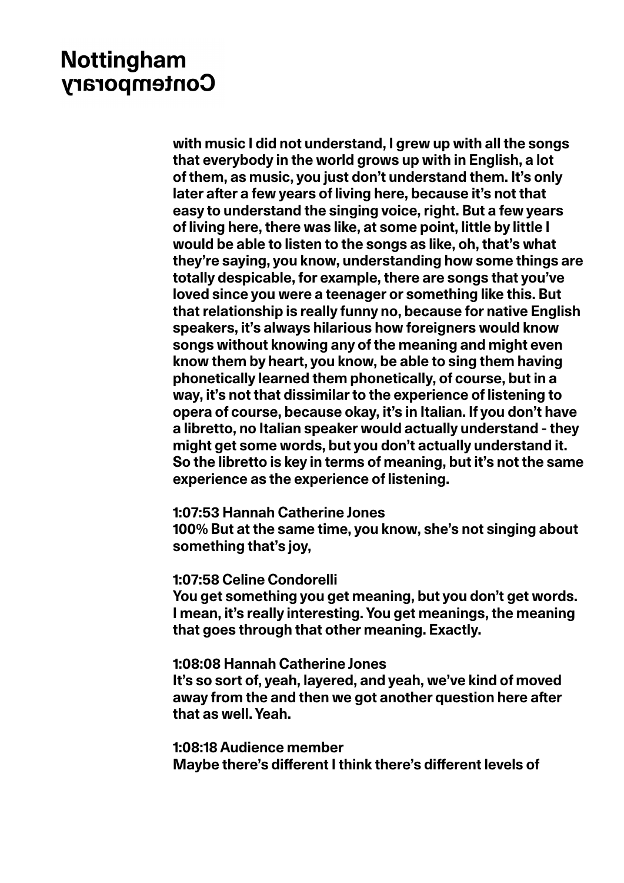with music I did not understand, I grew up with all the songs that everybody in the world grows up with in English, a lot of them, as music, you just don't understand them. It's only later after a few years of living here, because it's not that easy to understand the singing voice, right. But a few years of living here, there was like, at some point, little by little I would be able to listen to the songs as like, oh, that's what they're saying, you know, understanding how some things are totally despicable, for example, there are songs that you've loved since you were a teenager or something like this. But that relationship is really funny no, because for native English speakers, it's always hilarious how foreigners would know songs without knowing any of the meaning and might even know them by heart, you know, be able to sing them having phonetically learned them phonetically, of course, but in a way, it's not that dissimilar to the experience of listening to opera of course, because okay, it's in Italian. If you don't have a libretto, no Italian speaker would actually understand - they might get some words, but you don't actually understand it. So the libretto is key in terms of meaning, but it's not the same experience as the experience of listening.

**1:07:53 Hannah Catherine Jones**
100% But at the same time, you know, she's not singing about something that's joy,

**1:07:58 Celine Condorelli**
You get something you get meaning, but you don't get words. I mean, it's really interesting. You get meanings, the meaning that goes through that other meaning. Exactly.

**1:08:08 Hannah Catherine Jones**
It's so sort of, yeah, layered, and yeah, we've kind of moved away from the and then we got another question here after that as well. Yeah.

**1:08:18 Audience member**
Maybe there's different I think there's different levels of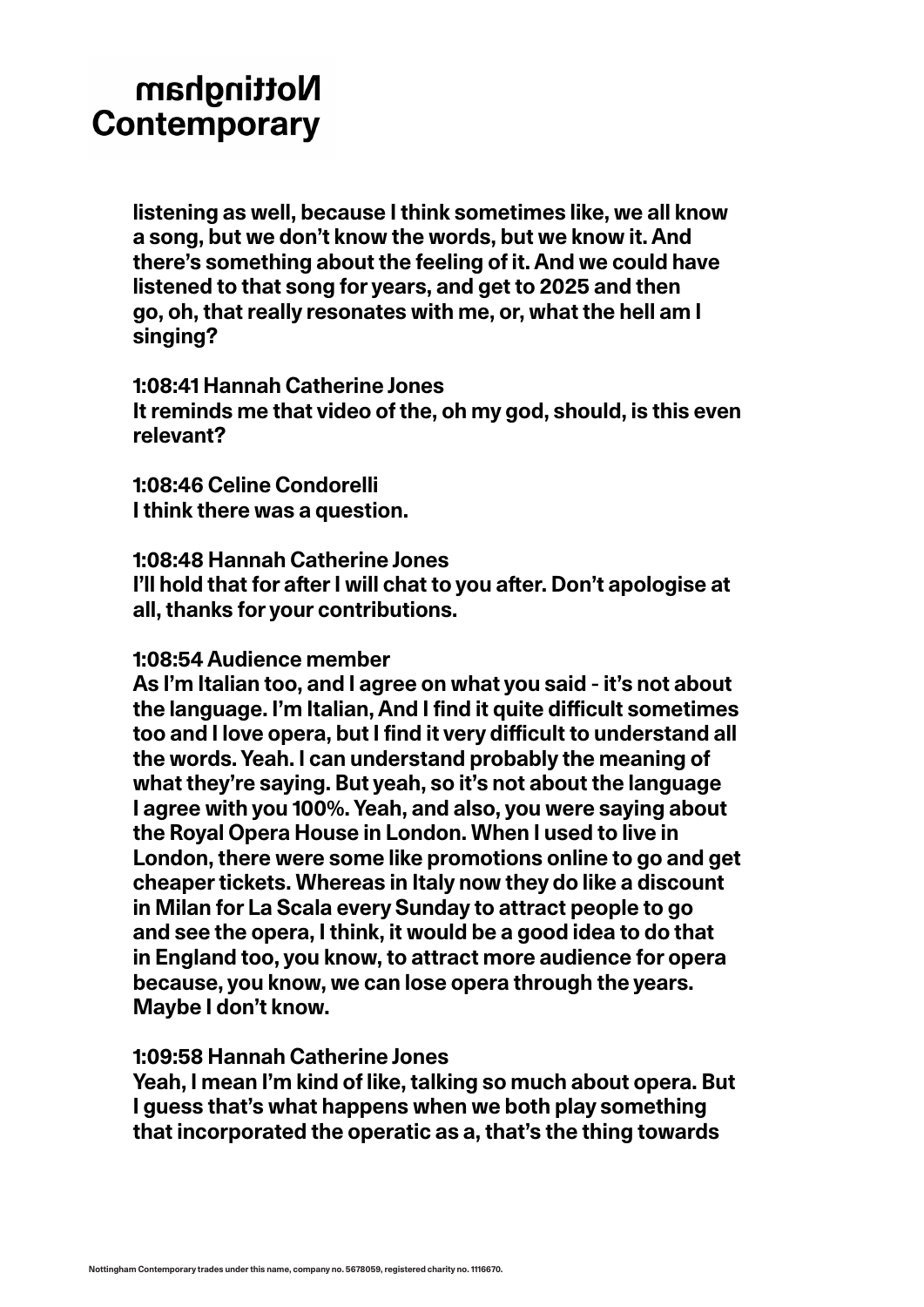listening as well, because I think sometimes like, we all know a song, but we don't know the words, but we know it. And there's something about the feeling of it. And we could have listened to that song for years, and get to 2025 and then go, oh, that really resonates with me, or, what the hell am I singing?

**1:08:41 Hannah Catherine Jones**
It reminds me that video of the, oh my god, should, is this even relevant?

**1:08:46 Celine Condorelli**
I think there was a question.

**1:08:48 Hannah Catherine Jones**
I'll hold that for after I will chat to you after. Don't apologise at all, thanks for your contributions.

**1:08:54 Audience member**
As I'm Italian too, and I agree on what you said - it's not about the language. I'm Italian, And I find it quite difficult sometimes too and I love opera, but I find it very difficult to understand all the words. Yeah. I can understand probably the meaning of what they're saying. But yeah, so it's not about the language I agree with you 100%. Yeah, and also, you were saying about the Royal Opera House in London. When I used to live in London, there were some like promotions online to go and get cheaper tickets. Whereas in Italy now they do like a discount in Milan for La Scala every Sunday to attract people to go and see the opera, I think, it would be a good idea to do that in England too, you know, to attract more audience for opera because, you know, we can lose opera through the years. Maybe I don't know.

**1:09:58 Hannah Catherine Jones**
Yeah, I mean I'm kind of like, talking so much about opera. But I guess that's what happens when we both play something that incorporated the operatic as a, that's the thing towards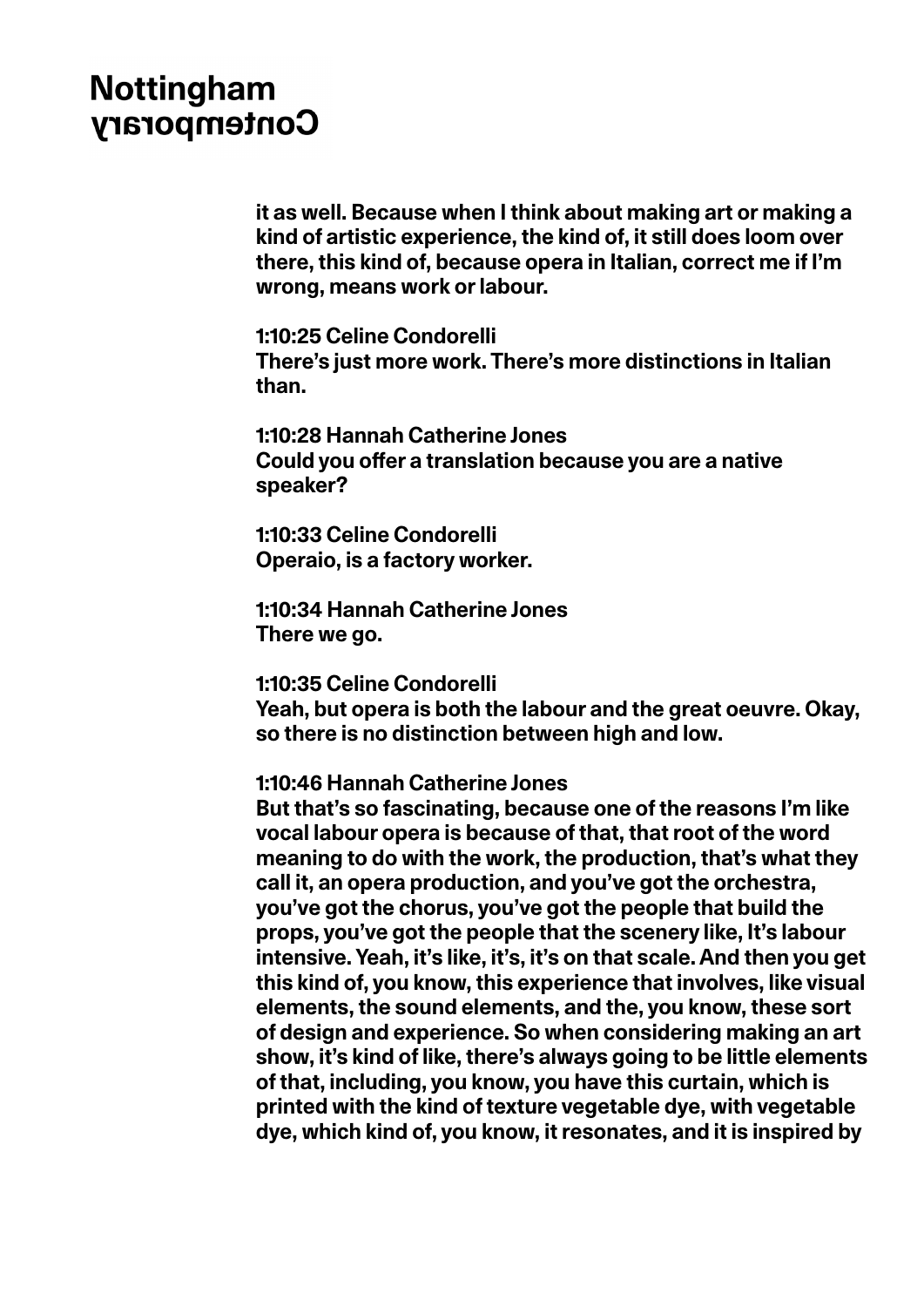it as well. Because when I think about making art or making a kind of artistic experience, the kind of, it still does loom over there, this kind of, because opera in Italian, correct me if I'm wrong, means work or labour.

**1:10:25 Celine Condorelli**
There's just more work. There's more distinctions in Italian than.

**1:10:28 Hannah Catherine Jones**
Could you offer a translation because you are a native speaker?

**1:10:33 Celine Condorelli**
Operaio, is a factory worker.

**1:10:34 Hannah Catherine Jones**
There we go.

**1:10:35 Celine Condorelli**
Yeah, but opera is both the labour and the great oeuvre. Okay, so there is no distinction between high and low.

**1:10:46 Hannah Catherine Jones**
But that's so fascinating, because one of the reasons I'm like vocal labour opera is because of that, that root of the word meaning to do with the work, the production, that's what they call it, an opera production, and you've got the orchestra, you've got the chorus, you've got the people that build the props, you've got the people that the scenery like, It's labour intensive. Yeah, it's like, it's, it's on that scale. And then you get this kind of, you know, this experience that involves, like visual elements, the sound elements, and the, you know, these sort of design and experience. So when considering making an art show, it's kind of like, there's always going to be little elements of that, including, you know, you have this curtain, which is printed with the kind of texture vegetable dye, with vegetable dye, which kind of, you know, it resonates, and it is inspired by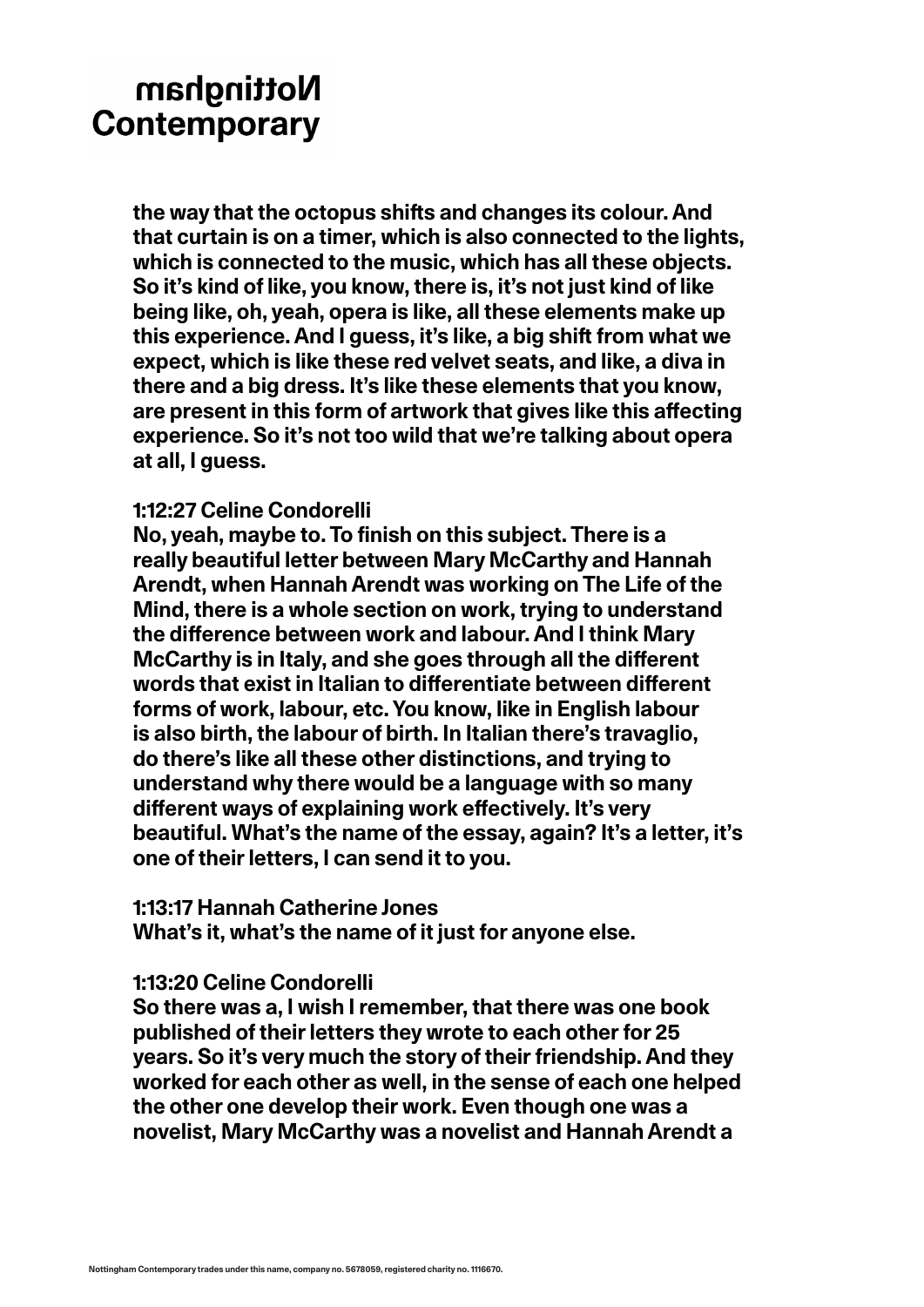the way that the octopus shifts and changes its colour. And that curtain is on a timer, which is also connected to the lights, which is connected to the music, which has all these objects. So it's kind of like, you know, there is, it's not just kind of like being like, oh, yeah, opera is like, all these elements make up this experience. And I guess, it's like, a big shift from what we expect, which is like these red velvet seats, and like, a diva in there and a big dress. It's like these elements that you know, are present in this form of artwork that gives like this affecting experience. So it's not too wild that we're talking about opera at all, I guess.

**1:12:27 Celine Condorelli**
No, yeah, maybe to. To finish on this subject. There is a really beautiful letter between Mary McCarthy and Hannah Arendt, when Hannah Arendt was working on The Life of the Mind, there is a whole section on work, trying to understand the difference between work and labour. And I think Mary McCarthy is in Italy, and she goes through all the different words that exist in Italian to differentiate between different forms of work, labour, etc. You know, like in English labour is also birth, the labour of birth. In Italian there's travaglio, do there's like all these other distinctions, and trying to understand why there would be a language with so many different ways of explaining work effectively. It's very beautiful. What's the name of the essay, again? It's a letter, it's one of their letters, I can send it to you.

**1:13:17 Hannah Catherine Jones**
What's it, what's the name of it just for anyone else.

**1:13:20 Celine Condorelli**
So there was a, I wish I remember, that there was one book published of their letters they wrote to each other for 25 years. So it's very much the story of their friendship. And they worked for each other as well, in the sense of each one helped the other one develop their work. Even though one was a novelist, Mary McCarthy was a novelist and Hannah Arendt a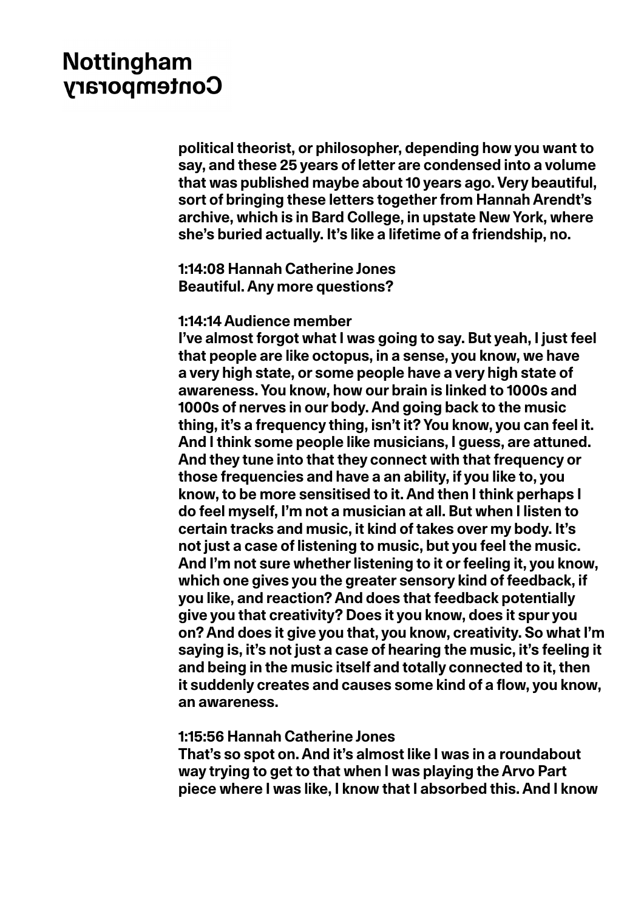political theorist, or philosopher, depending how you want to say, and these 25 years of letter are condensed into a volume that was published maybe about 10 years ago. Very beautiful, sort of bringing these letters together from Hannah Arendt's archive, which is in Bard College, in upstate New York, where she's buried actually. It's like a lifetime of a friendship, no.

**1:14:08 Hannah Catherine Jones**
Beautiful. Any more questions?

**1:14:14 Audience member**
I've almost forgot what I was going to say. But yeah, I just feel that people are like octopus, in a sense, you know, we have a very high state, or some people have a very high state of awareness. You know, how our brain is linked to 1000s and 1000s of nerves in our body. And going back to the music thing, it's a frequency thing, isn't it? You know, you can feel it. And I think some people like musicians, I guess, are attuned. And they tune into that they connect with that frequency or those frequencies and have a an ability, if you like to, you know, to be more sensitised to it. And then I think perhaps I do feel myself, I'm not a musician at all. But when I listen to certain tracks and music, it kind of takes over my body. It's not just a case of listening to music, but you feel the music. And I'm not sure whether listening to it or feeling it, you know, which one gives you the greater sensory kind of feedback, if you like, and reaction? And does that feedback potentially give you that creativity? Does it you know, does it spur you on? And does it give you that, you know, creativity. So what I'm saying is, it's not just a case of hearing the music, it's feeling it and being in the music itself and totally connected to it, then it suddenly creates and causes some kind of a flow, you know, an awareness.

**1:15:56 Hannah Catherine Jones**
That's so spot on. And it's almost like I was in a roundabout way trying to get to that when I was playing the Arvo Part piece where I was like, I know that I absorbed this. And I know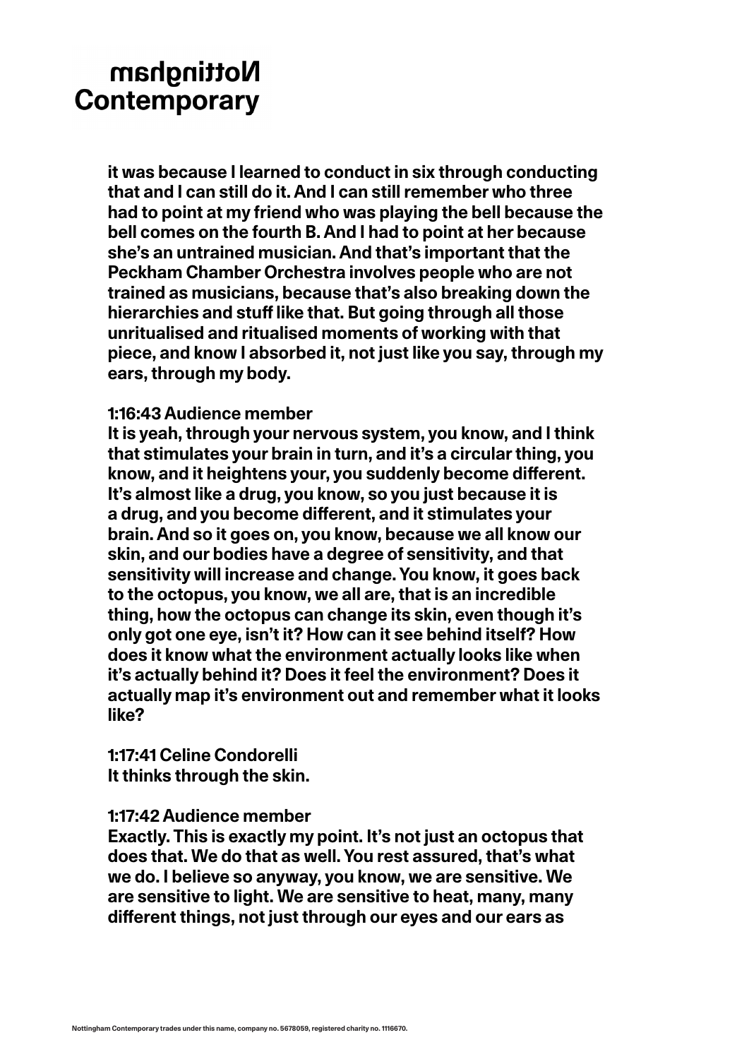it was because I learned to conduct in six through conducting that and I can still do it. And I can still remember who three had to point at my friend who was playing the bell because the bell comes on the fourth B. And I had to point at her because she's an untrained musician. And that's important that the Peckham Chamber Orchestra involves people who are not trained as musicians, because that's also breaking down the hierarchies and stuff like that. But going through all those unritualised and ritualised moments of working with that piece, and know I absorbed it, not just like you say, through my ears, through my body.

1:16:43 Audience member
It is yeah, through your nervous system, you know, and I think that stimulates your brain in turn, and it's a circular thing, you know, and it heightens your, you suddenly become different. It's almost like a drug, you know, so you just because it is a drug, and you become different, and it stimulates your brain. And so it goes on, you know, because we all know our skin, and our bodies have a degree of sensitivity, and that sensitivity will increase and change. You know, it goes back to the octopus, you know, we all are, that is an incredible thing, how the octopus can change its skin, even though it's only got one eye, isn't it? How can it see behind itself? How does it know what the environment actually looks like when it's actually behind it? Does it feel the environment? Does it actually map it's environment out and remember what it looks like?

1:17:41 Celine Condorelli
It thinks through the skin.

1:17:42 Audience member
Exactly. This is exactly my point. It's not just an octopus that does that. We do that as well. You rest assured, that's what we do. I believe so anyway, you know, we are sensitive. We are sensitive to light. We are sensitive to heat, many, many different things, not just through our eyes and our ears as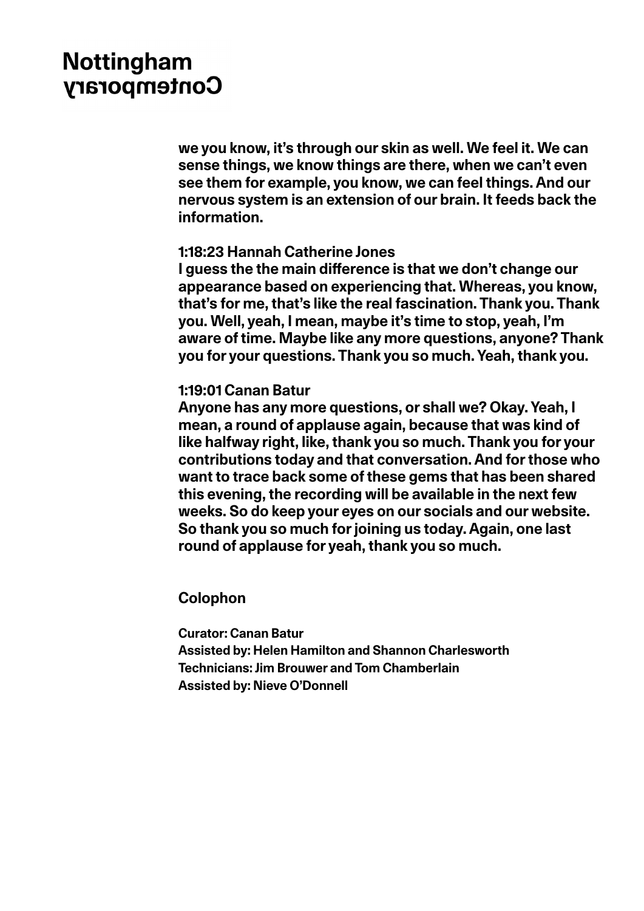we you know, it's through our skin as well. We feel it. We can sense things, we know things are there, when we can't even see them for example, you know, we can feel things. And our nervous system is an extension of our brain. It feeds back the information.

**1:18:23 Hannah Catherine Jones**
I guess the the main difference is that we don't change our appearance based on experiencing that. Whereas, you know, that's for me, that's like the real fascination. Thank you. Thank you. Well, yeah, I mean, maybe it's time to stop, yeah, I'm aware of time. Maybe like any more questions, anyone? Thank you for your questions. Thank you so much. Yeah, thank you.

**1:19:01 Canan Batur**
Anyone has any more questions, or shall we? Okay. Yeah, I mean, a round of applause again, because that was kind of like halfway right, like, thank you so much. Thank you for your contributions today and that conversation. And for those who want to trace back some of these gems that has been shared this evening, the recording will be available in the next few weeks. So do keep your eyes on our socials and our website. So thank you so much for joining us today. Again, one last round of applause for yeah, thank you so much.

## Colophon

Curator: Canan Batur
Assisted by: Helen Hamilton and Shannon Charlesworth
Technicians: Jim Brouwer and Tom Chamberlain
Assisted by: Nieve O'Donnell